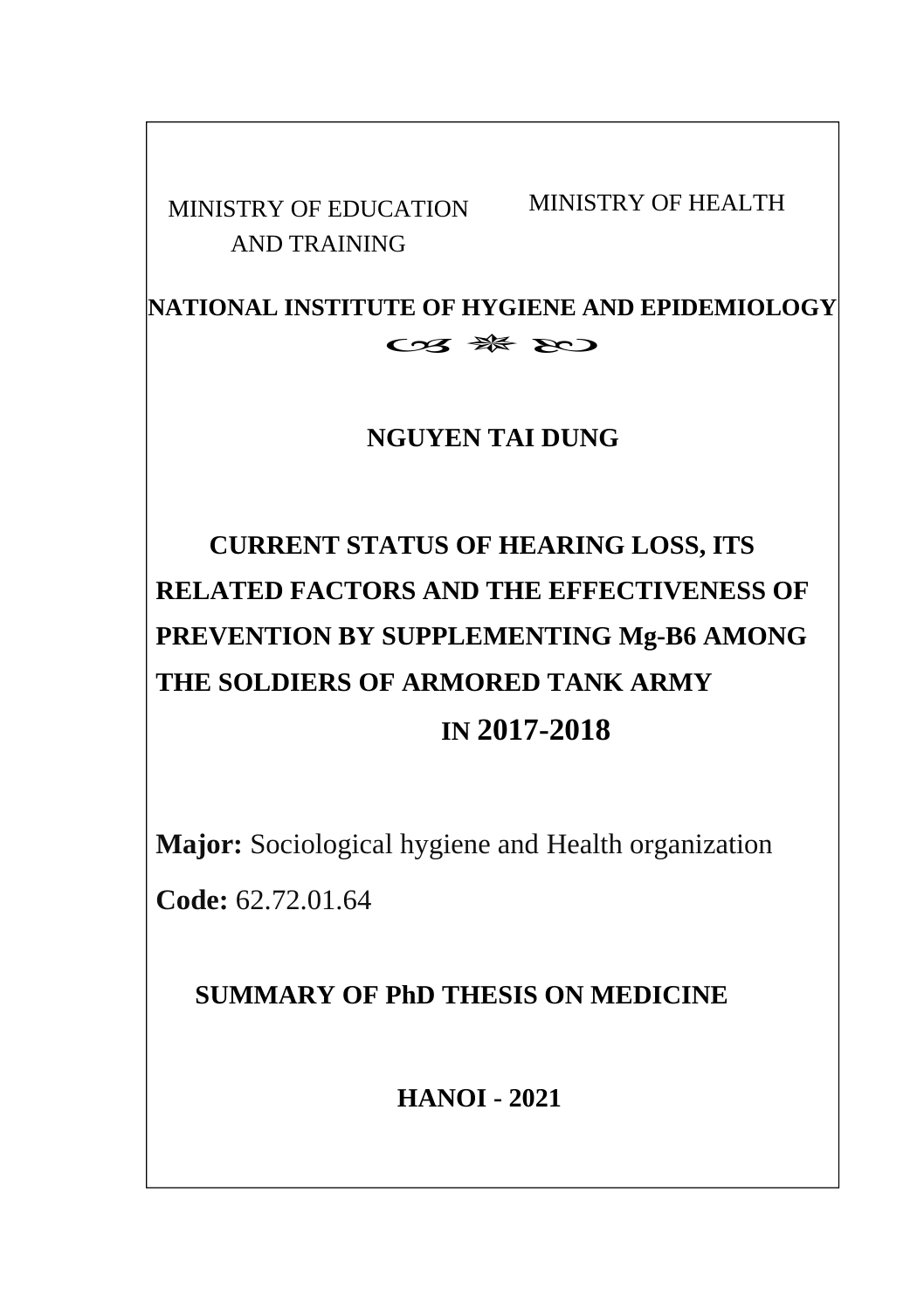MINISTRY OF EDUCATION AND TRAINING

MINISTRY OF HEALTH

**NATIONAL INSTITUTE OF HYGIENE AND EPIDEMIOLOGY**

**NGUYEN TAI DUNG**

# CURRENT STATUS OF HEARING LOSS, ITS RELATED FACTORS AND THE EFFECTIVENESS OF PREVENTION BY SUPPLEMENTING Mg-B6 AMONG THE SOLDIERS OF ARMORED TANK ARMY IN 2017-2018

**Major:** Sociological hygiene and Health organization

**Code:** 62.72.01.64

**SUMMARY OF PhD THESIS ON MEDICINE**

**HANOI - 2021**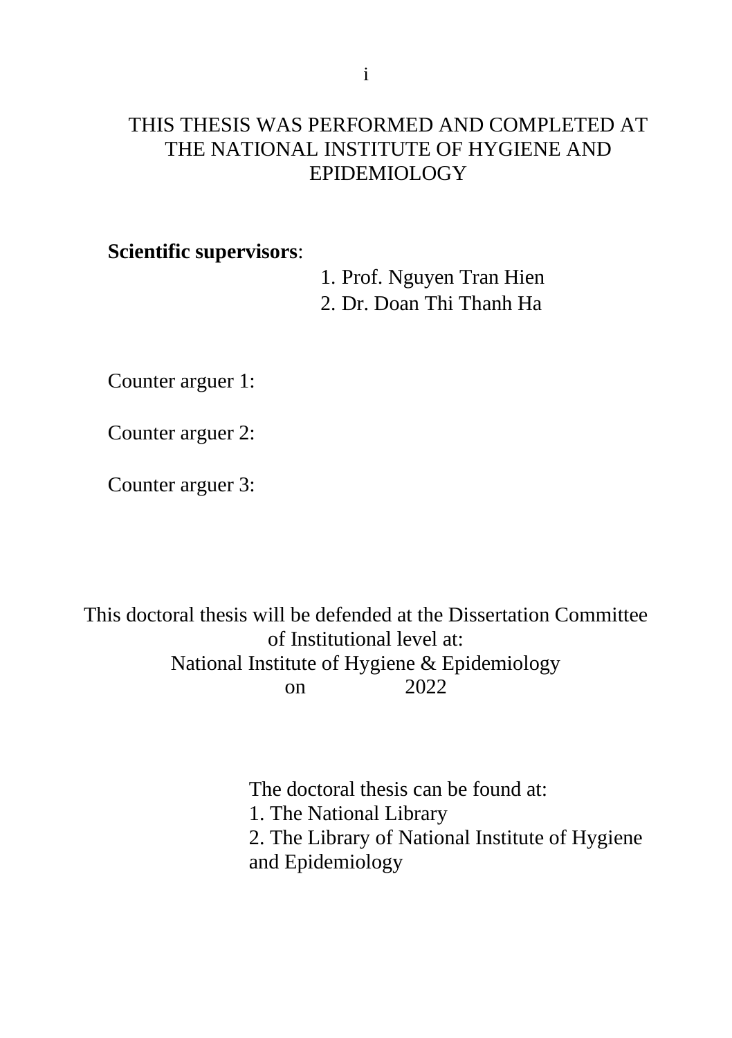THIS THESIS WAS PERFORMED AND COMPLETED AT THE NATIONAL INSTITUTE OF HYGIENE AND EPIDEMIOLOGY

**Scientific supervisors**:

1. Prof. Nguyen Tran Hien
2. Dr. Doan Thi Thanh Ha

Counter arguer 1:

Counter arguer 2:

Counter arguer 3:

This doctoral thesis will be defended at the Dissertation Committee of Institutional level at:
National Institute of Hygiene & Epidemiology
on 2022

The doctoral thesis can be found at:
1. The National Library
2. The Library of National Institute of Hygiene and Epidemiology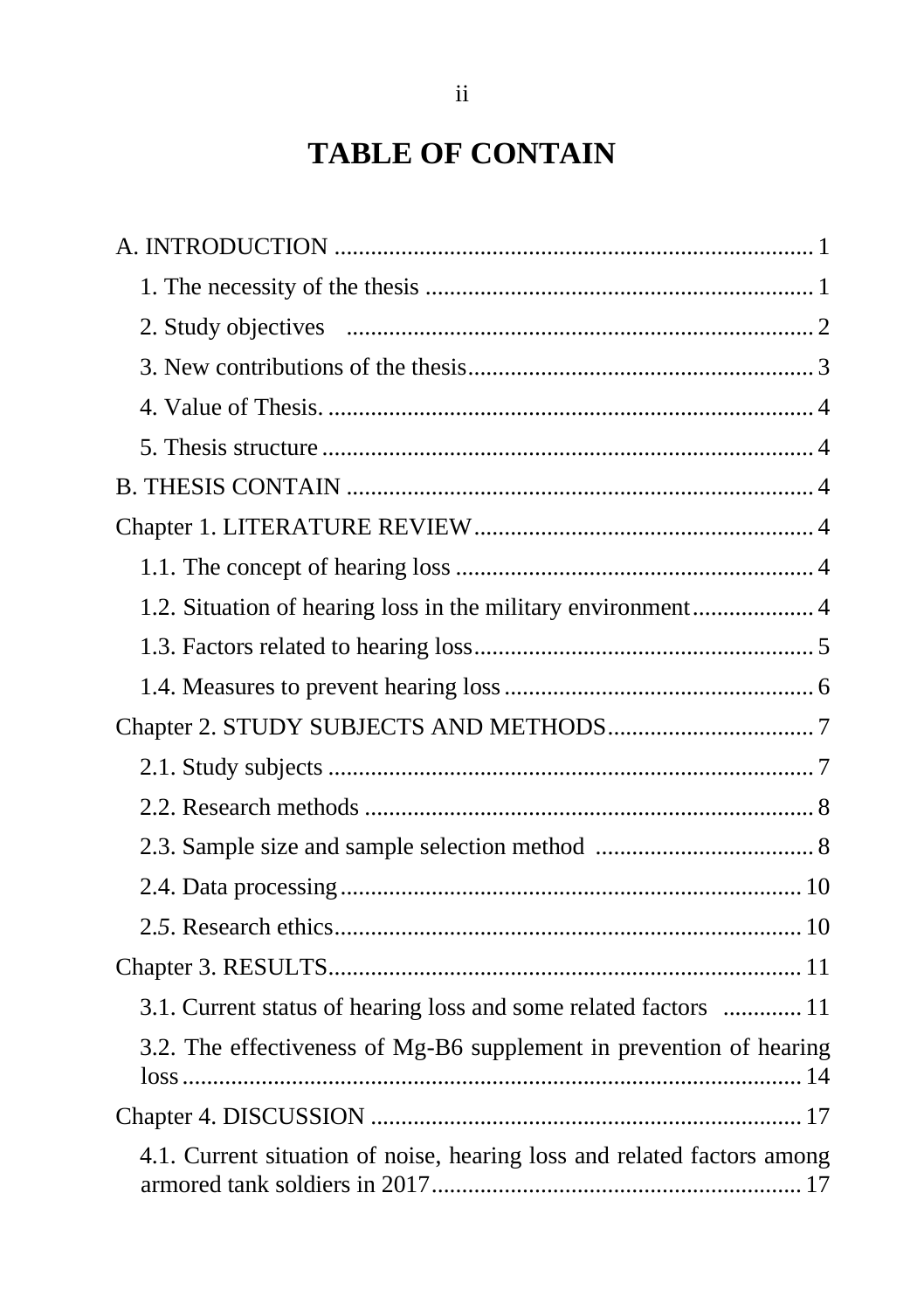# TABLE OF CONTAIN

A. INTRODUCTION ..................................................... 1

- 1. The necessity of the thesis ..................................................... 1
- 2. Study objectives ..................................................... 2
- 3. New contributions of the thesis ..................................................... 3
- 4. Value of Thesis. ..................................................... 4
- 5. Thesis structure ..................................................... 4

B. THESIS CONTAIN ..................................................... 4

Chapter 1. LITERATURE REVIEW ..................................................... 4

- 1.1. The concept of hearing loss ..................................................... 4
- 1.2. Situation of hearing loss in the military environment ..................................................... 4
- 1.3. Factors related to hearing loss ..................................................... 5
- 1.4. Measures to prevent hearing loss ..................................................... 6

Chapter 2. STUDY SUBJECTS AND METHODS ..................................................... 7

- 2.1. Study subjects ..................................................... 7
- 2.2. Research methods ..................................................... 8
- 2.3. Sample size and sample selection method ..................................................... 8
- 2.4. Data processing ..................................................... 10
- 2.5. Research ethics ..................................................... 10

Chapter 3. RESULTS ..................................................... 11

- 3.1. Current status of hearing loss and some related factors ..................................................... 11
- 3.2. The effectiveness of Mg-B6 supplement in prevention of hearing loss ..................................................... 14

Chapter 4. DISCUSSION ..................................................... 17

- 4.1. Current situation of noise, hearing loss and related factors among armored tank soldiers in 2017 ..................................................... 17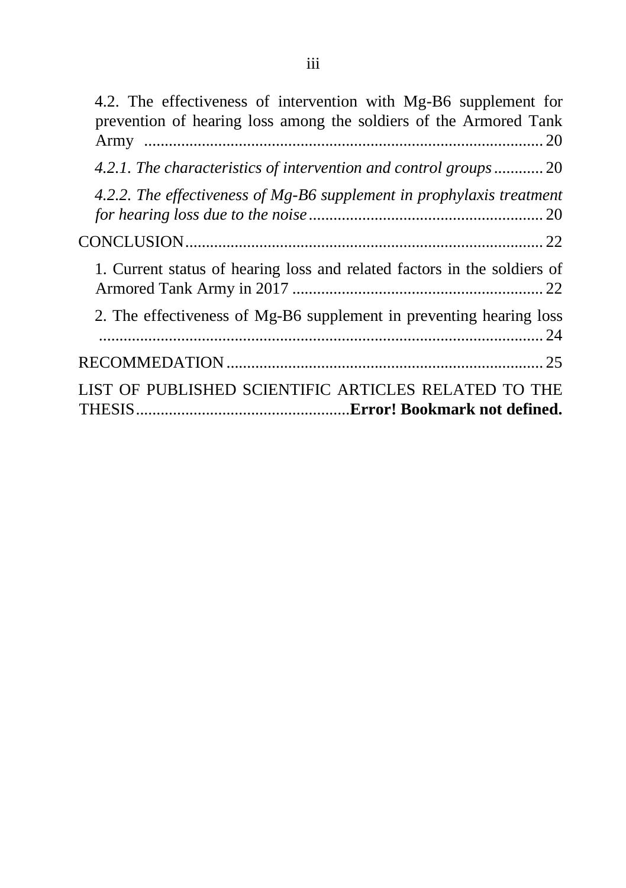4.2. The effectiveness of intervention with Mg-B6 supplement for prevention of hearing loss among the soldiers of the Armored Tank Army ........................................................................................ 20

*4.2.1. The characteristics of intervention and control groups* ............ 20

*4.2.2. The effectiveness of Mg-B6 supplement in prophylaxis treatment for hearing loss due to the noise* ........................................................ 20

CONCLUSION....................................................................................... 22

1. Current status of hearing loss and related factors in the soldiers of Armored Tank Army in 2017 ............................................................. 22

2. The effectiveness of Mg-B6 supplement in preventing hearing loss .............................................................................................................. 24

RECOMMEDATION ............................................................................. 25

LIST OF PUBLISHED SCIENTIFIC ARTICLES RELATED TO THE THESIS....................................................**Error! Bookmark not defined.**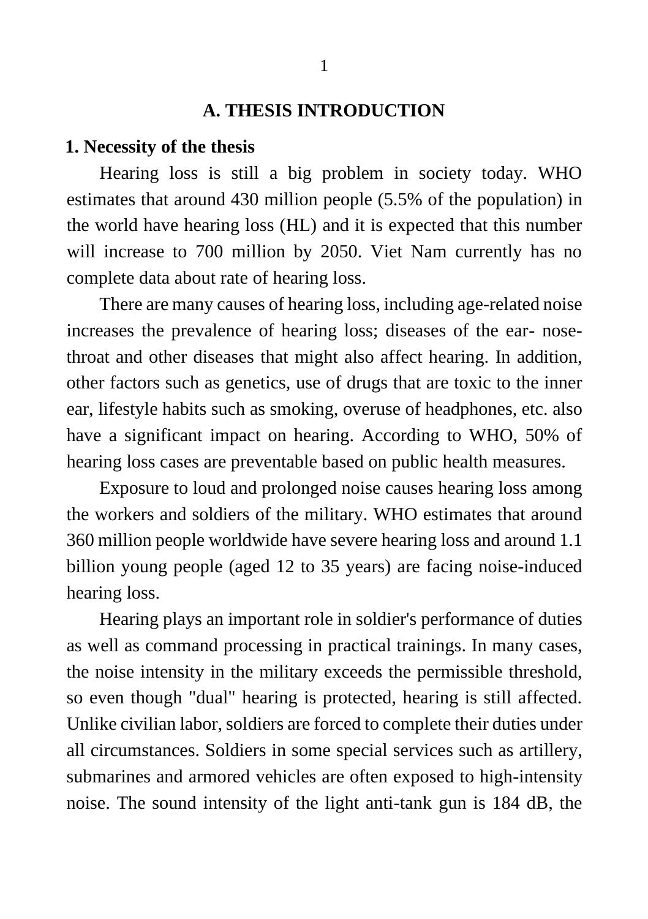# A. THESIS INTRODUCTION

## 1. Necessity of the thesis

Hearing loss is still a big problem in society today. WHO estimates that around 430 million people (5.5% of the population) in the world have hearing loss (HL) and it is expected that this number will increase to 700 million by 2050. Viet Nam currently has no complete data about rate of hearing loss.

There are many causes of hearing loss, including age-related noise increases the prevalence of hearing loss; diseases of the ear- nose-throat and other diseases that might also affect hearing. In addition, other factors such as genetics, use of drugs that are toxic to the inner ear, lifestyle habits such as smoking, overuse of headphones, etc. also have a significant impact on hearing. According to WHO, 50% of hearing loss cases are preventable based on public health measures.

Exposure to loud and prolonged noise causes hearing loss among the workers and soldiers of the military. WHO estimates that around 360 million people worldwide have severe hearing loss and around 1.1 billion young people (aged 12 to 35 years) are facing noise-induced hearing loss.

Hearing plays an important role in soldier's performance of duties as well as command processing in practical trainings. In many cases, the noise intensity in the military exceeds the permissible threshold, so even though "dual" hearing is protected, hearing is still affected. Unlike civilian labor, soldiers are forced to complete their duties under all circumstances. Soldiers in some special services such as artillery, submarines and armored vehicles are often exposed to high-intensity noise. The sound intensity of the light anti-tank gun is 184 dB, the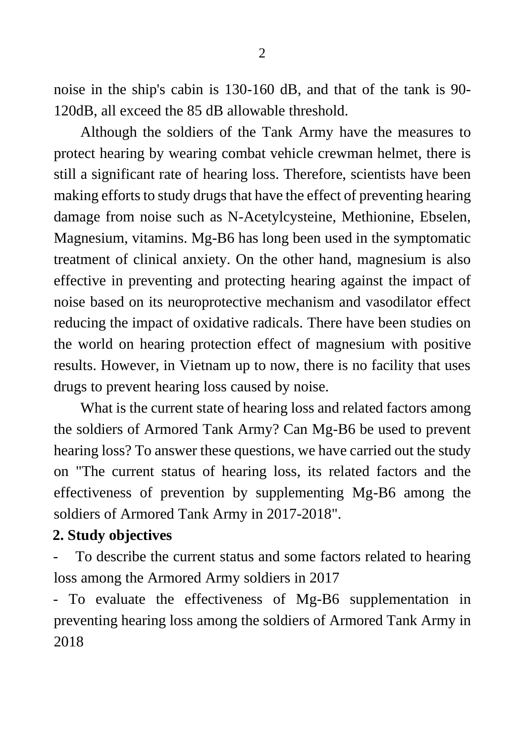noise in the ship's cabin is 130-160 dB, and that of the tank is 90-120dB, all exceed the 85 dB allowable threshold.

Although the soldiers of the Tank Army have the measures to protect hearing by wearing combat vehicle crewman helmet, there is still a significant rate of hearing loss. Therefore, scientists have been making efforts to study drugs that have the effect of preventing hearing damage from noise such as N-Acetylcysteine, Methionine, Ebselen, Magnesium, vitamins. Mg-B6 has long been used in the symptomatic treatment of clinical anxiety. On the other hand, magnesium is also effective in preventing and protecting hearing against the impact of noise based on its neuroprotective mechanism and vasodilator effect reducing the impact of oxidative radicals. There have been studies on the world on hearing protection effect of magnesium with positive results. However, in Vietnam up to now, there is no facility that uses drugs to prevent hearing loss caused by noise.

What is the current state of hearing loss and related factors among the soldiers of Armored Tank Army? Can Mg-B6 be used to prevent hearing loss? To answer these questions, we have carried out the study on "The current status of hearing loss, its related factors and the effectiveness of prevention by supplementing Mg-B6 among the soldiers of Armored Tank Army in 2017-2018".

## 2. Study objectives

- To describe the current status and some factors related to hearing loss among the Armored Army soldiers in 2017
- To evaluate the effectiveness of Mg-B6 supplementation in preventing hearing loss among the soldiers of Armored Tank Army in 2018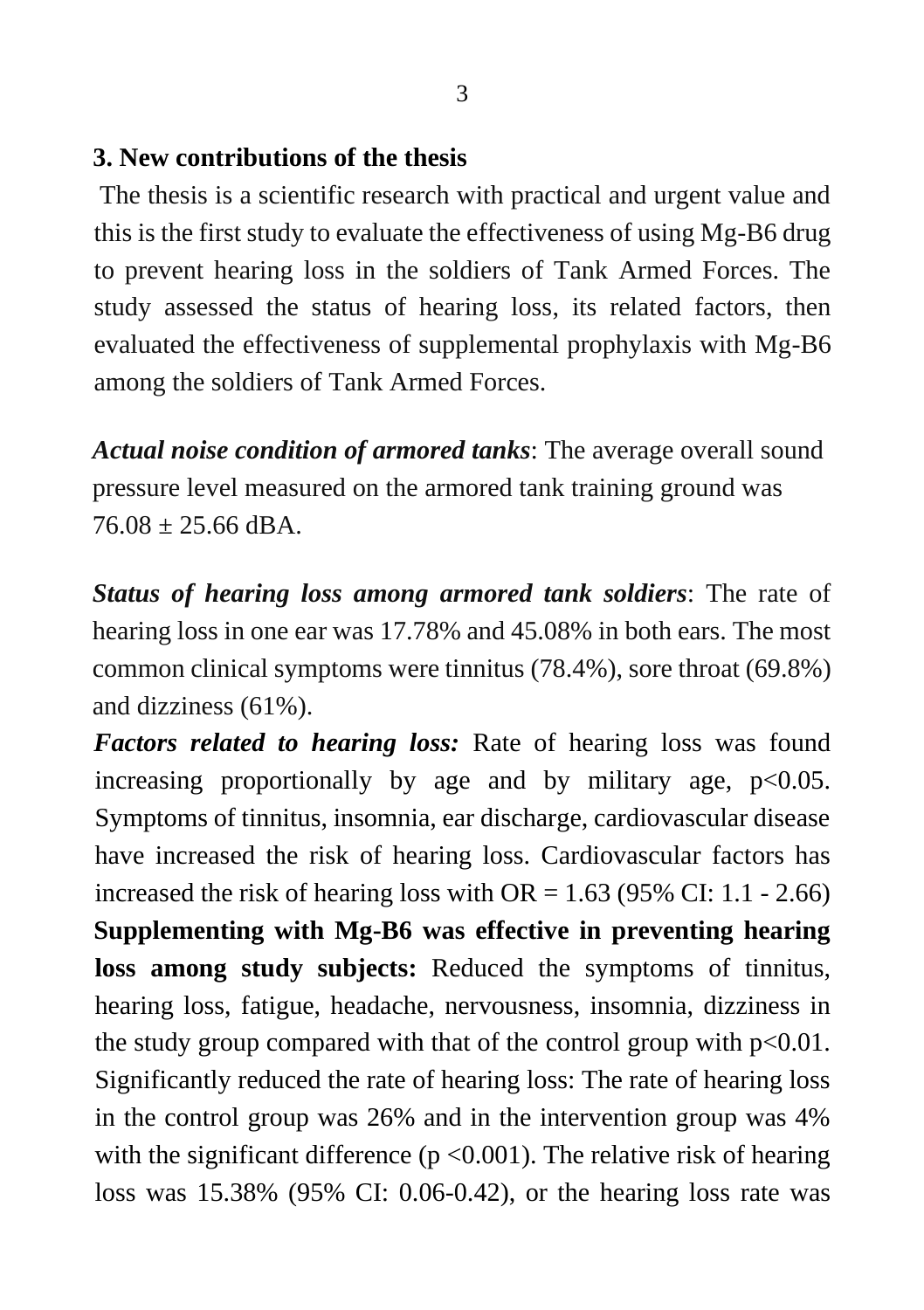### 3. New contributions of the thesis

The thesis is a scientific research with practical and urgent value and this is the first study to evaluate the effectiveness of using Mg-B6 drug to prevent hearing loss in the soldiers of Tank Armed Forces. The study assessed the status of hearing loss, its related factors, then evaluated the effectiveness of supplemental prophylaxis with Mg-B6 among the soldiers of Tank Armed Forces.

***Actual noise condition of armored tanks***: The average overall sound pressure level measured on the armored tank training ground was $76.08 \pm 25.66$ dBA.

***Status of hearing loss among armored tank soldiers***: The rate of hearing loss in one ear was 17.78% and 45.08% in both ears. The most common clinical symptoms were tinnitus (78.4%), sore throat (69.8%) and dizziness (61%).

***Factors related to hearing loss:*** Rate of hearing loss was found increasing proportionally by age and by military age, $p<0.05$. Symptoms of tinnitus, insomnia, ear discharge, cardiovascular disease have increased the risk of hearing loss. Cardiovascular factors has increased the risk of hearing loss with OR = 1.63 (95% CI: 1.1 - 2.66)

**Supplementing with Mg-B6 was effective in preventing hearing loss among study subjects:** Reduced the symptoms of tinnitus, hearing loss, fatigue, headache, nervousness, insomnia, dizziness in the study group compared with that of the control group with $p<0.01$. Significantly reduced the rate of hearing loss: The rate of hearing loss in the control group was 26% and in the intervention group was 4% with the significant difference ($p<0.001$). The relative risk of hearing loss was 15.38% (95% CI: 0.06-0.42), or the hearing loss rate was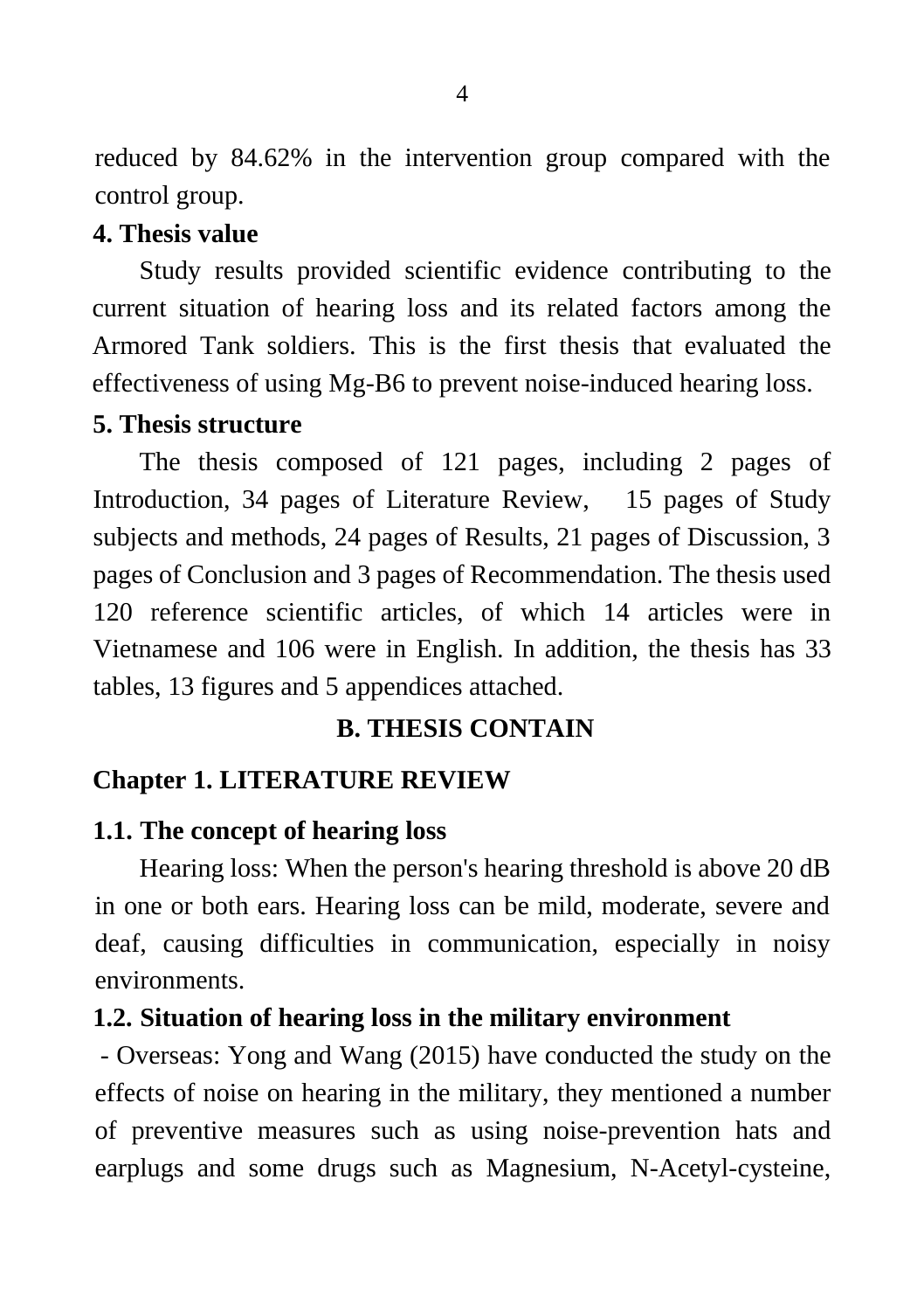reduced by 84.62% in the intervention group compared with the control group.

**4. Thesis value**

Study results provided scientific evidence contributing to the current situation of hearing loss and its related factors among the Armored Tank soldiers. This is the first thesis that evaluated the effectiveness of using Mg-B6 to prevent noise-induced hearing loss.

**5. Thesis structure**

The thesis composed of 121 pages, including 2 pages of Introduction, 34 pages of Literature Review, 15 pages of Study subjects and methods, 24 pages of Results, 21 pages of Discussion, 3 pages of Conclusion and 3 pages of Recommendation. The thesis used 120 reference scientific articles, of which 14 articles were in Vietnamese and 106 were in English. In addition, the thesis has 33 tables, 13 figures and 5 appendices attached.

## B. THESIS CONTAIN

## Chapter 1. LITERATURE REVIEW

### 1.1. The concept of hearing loss

Hearing loss: When the person's hearing threshold is above 20 dB in one or both ears. Hearing loss can be mild, moderate, severe and deaf, causing difficulties in communication, especially in noisy environments.

### 1.2. Situation of hearing loss in the military environment

- Overseas: Yong and Wang (2015) have conducted the study on the effects of noise on hearing in the military, they mentioned a number of preventive measures such as using noise-prevention hats and earplugs and some drugs such as Magnesium, N-Acetyl-cysteine,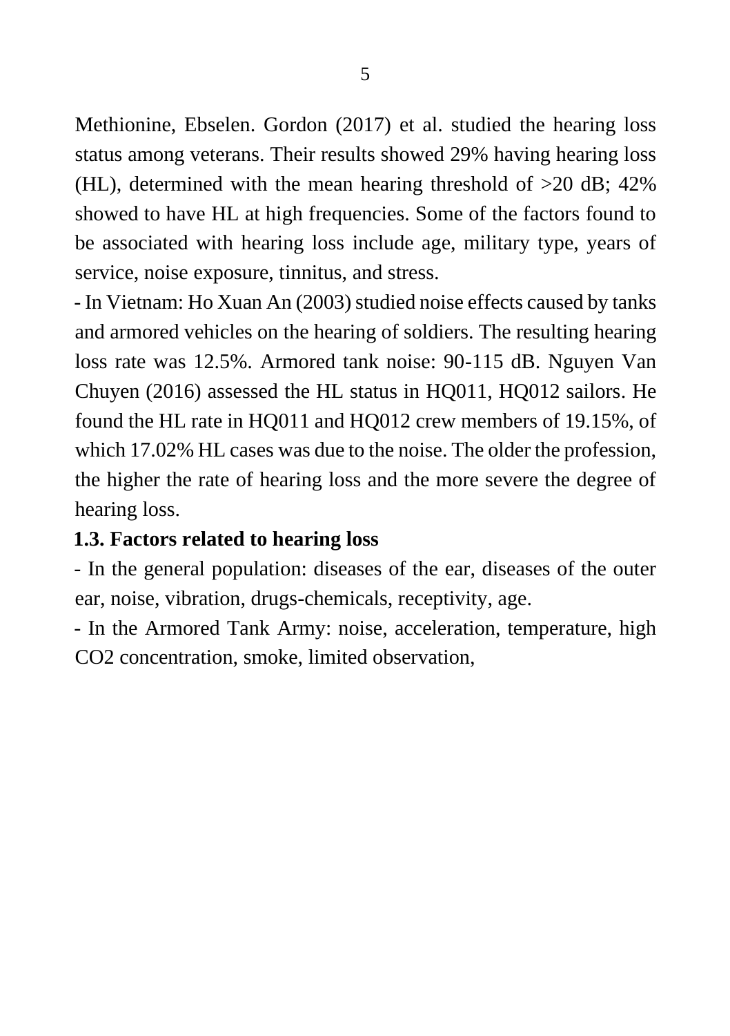Methionine, Ebselen. Gordon (2017) et al. studied the hearing loss status among veterans. Their results showed 29% having hearing loss (HL), determined with the mean hearing threshold of >20 dB; 42% showed to have HL at high frequencies. Some of the factors found to be associated with hearing loss include age, military type, years of service, noise exposure, tinnitus, and stress.

- In Vietnam: Ho Xuan An (2003) studied noise effects caused by tanks and armored vehicles on the hearing of soldiers. The resulting hearing loss rate was 12.5%. Armored tank noise: 90-115 dB. Nguyen Van Chuyen (2016) assessed the HL status in HQ011, HQ012 sailors. He found the HL rate in HQ011 and HQ012 crew members of 19.15%, of which 17.02% HL cases was due to the noise. The older the profession, the higher the rate of hearing loss and the more severe the degree of hearing loss.

### 1.3. Factors related to hearing loss

- In the general population: diseases of the ear, diseases of the outer ear, noise, vibration, drugs-chemicals, receptivity, age.
- In the Armored Tank Army: noise, acceleration, temperature, high $CO_2$ concentration, smoke, limited observation,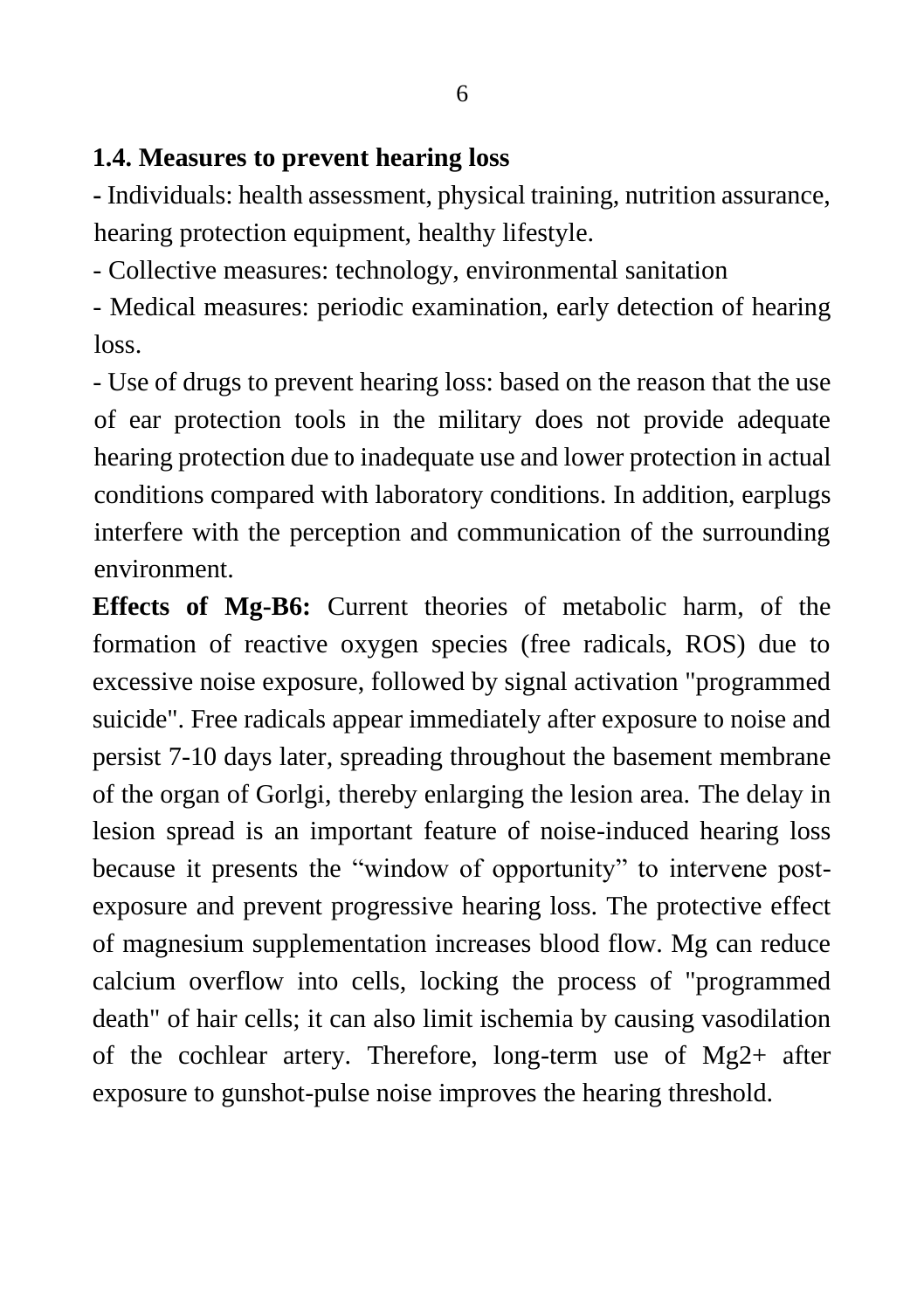### 1.4. Measures to prevent hearing loss

- Individuals: health assessment, physical training, nutrition assurance, hearing protection equipment, healthy lifestyle.
- Collective measures: technology, environmental sanitation
- Medical measures: periodic examination, early detection of hearing loss.
- Use of drugs to prevent hearing loss: based on the reason that the use of ear protection tools in the military does not provide adequate hearing protection due to inadequate use and lower protection in actual conditions compared with laboratory conditions. In addition, earplugs interfere with the perception and communication of the surrounding environment.

**Effects of Mg-B6:** Current theories of metabolic harm, of the formation of reactive oxygen species (free radicals, ROS) due to excessive noise exposure, followed by signal activation "programmed suicide". Free radicals appear immediately after exposure to noise and persist 7-10 days later, spreading throughout the basement membrane of the organ of Gorlgi, thereby enlarging the lesion area. The delay in lesion spread is an important feature of noise-induced hearing loss because it presents the "window of opportunity" to intervene post-exposure and prevent progressive hearing loss. The protective effect of magnesium supplementation increases blood flow. Mg can reduce calcium overflow into cells, locking the process of "programmed death" of hair cells; it can also limit ischemia by causing vasodilation of the cochlear artery. Therefore, long-term use of $Mg^{2+}$ after exposure to gunshot-pulse noise improves the hearing threshold.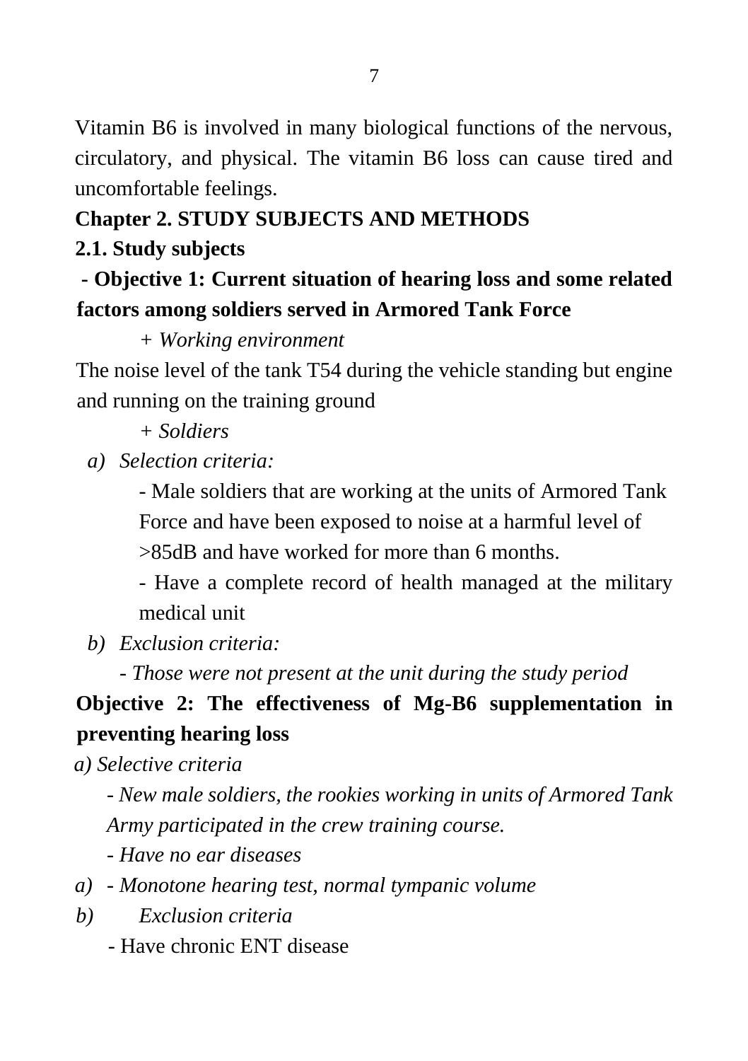Vitamin B6 is involved in many biological functions of the nervous, circulatory, and physical. The vitamin B6 loss can cause tired and uncomfortable feelings.

## Chapter 2. STUDY SUBJECTS AND METHODS

### 2.1. Study subjects

**- Objective 1: Current situation of hearing loss and some related factors among soldiers served in Armored Tank Force**

*+ Working environment*

The noise level of the tank T54 during the vehicle standing but engine and running on the training ground

*+ Soldiers*

a) *Selection criteria:*

- Male soldiers that are working at the units of Armored Tank Force and have been exposed to noise at a harmful level of >85dB and have worked for more than 6 months.
- Have a complete record of health managed at the military medical unit

b) *Exclusion criteria:*

*- Those were not present at the unit during the study period*

**Objective 2: The effectiveness of Mg-B6 supplementation in preventing hearing loss**

*a) Selective criteria*

*- New male soldiers, the rookies working in units of Armored Tank Army participated in the crew training course.*

*- Have no ear diseases*

*a) - Monotone hearing test, normal tympanic volume*

*b) Exclusion criteria*

- Have chronic ENT disease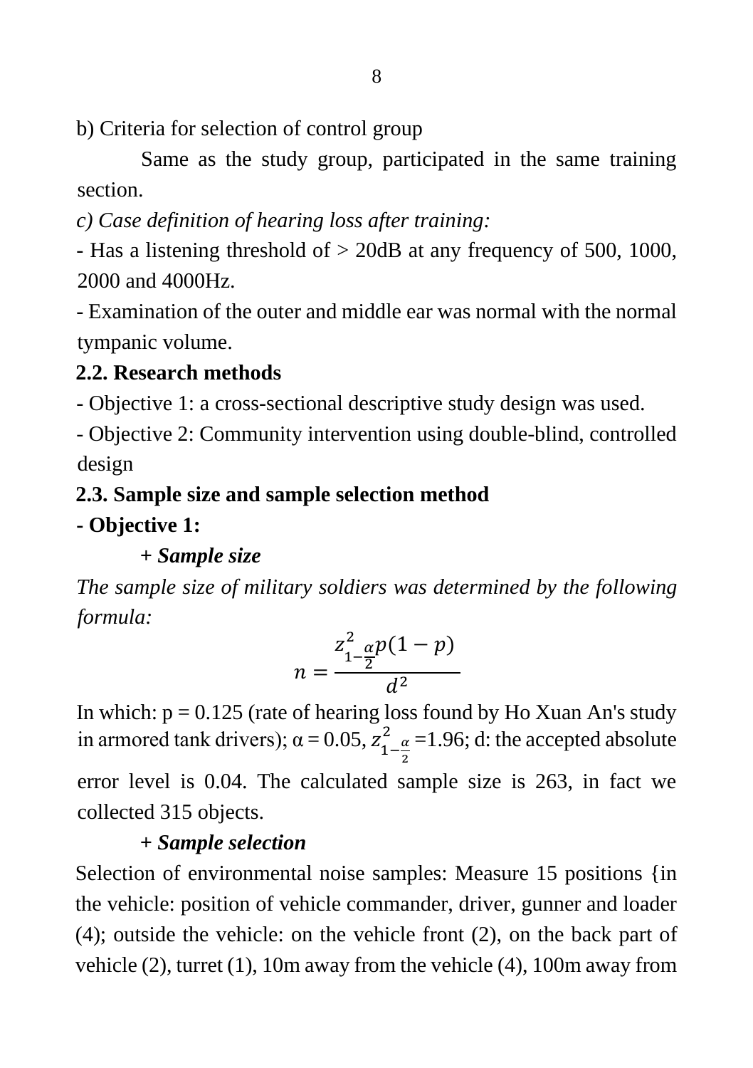b) Criteria for selection of control group

Same as the study group, participated in the same training section.

*c) Case definition of hearing loss after training:*

- Has a listening threshold of > 20dB at any frequency of 500, 1000, 2000 and 4000Hz.
- Examination of the outer and middle ear was normal with the normal tympanic volume.

**2.2. Research methods**

- Objective 1: a cross-sectional descriptive study design was used.
- Objective 2: Community intervention using double-blind, controlled design

**2.3. Sample size and sample selection method**

**- Objective 1:**

**+ *Sample size***

*The sample size of military soldiers was determined by the following formula:*

$$n = \frac{z^2_{1-\frac{\alpha}{2}} p(1-p)}{d^2}$$

In which: p = 0.125 (rate of hearing loss found by Ho Xuan An's study in armored tank drivers); α = 0.05, $z^2_{1-\frac{\alpha}{2}}$ =1.96; d: the accepted absolute error level is 0.04. The calculated sample size is 263, in fact we collected 315 objects.

**+ *Sample selection***

Selection of environmental noise samples: Measure 15 positions {in the vehicle: position of vehicle commander, driver, gunner and loader (4); outside the vehicle: on the vehicle front (2), on the back part of vehicle (2), turret (1), 10m away from the vehicle (4), 100m away from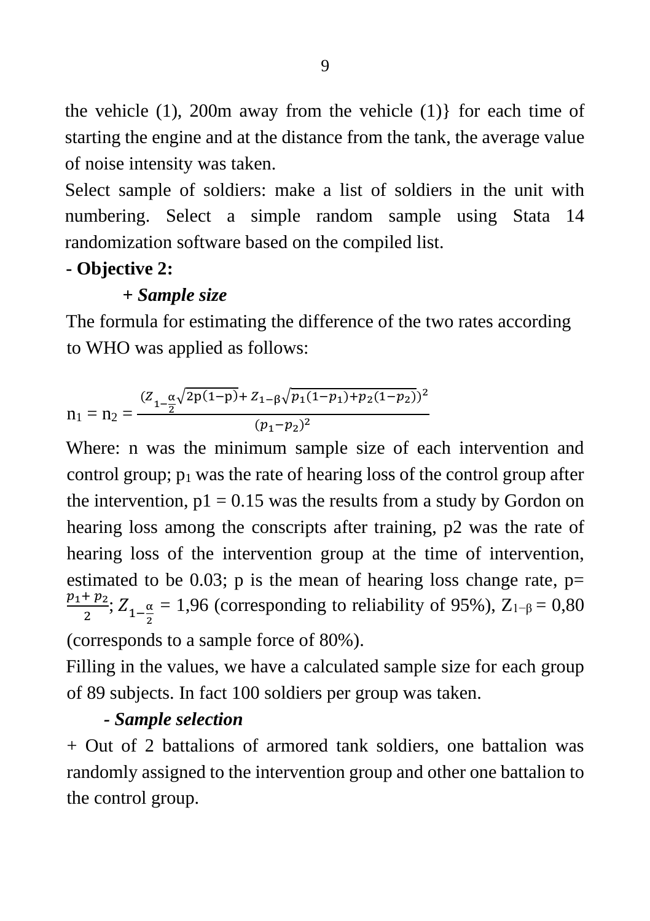the vehicle (1), 200m away from the vehicle (1)} for each time of starting the engine and at the distance from the tank, the average value of noise intensity was taken.

Select sample of soldiers: make a list of soldiers in the unit with numbering. Select a simple random sample using Stata 14 randomization software based on the compiled list.

**- Objective 2:**

***+ Sample size***

The formula for estimating the difference of the two rates according to WHO was applied as follows:

$$n_1 = n_2 = \frac{(Z_{1-\frac{\alpha}{2}}\sqrt{2p(1-p)} + Z_{1-\beta}\sqrt{p_1(1-p_1)+p_2(1-p_2)})^2}{(p_1-p_2)^2}$$

Where: n was the minimum sample size of each intervention and control group; $p_1$ was the rate of hearing loss of the control group after the intervention, $p1 = 0.15$ was the results from a study by Gordon on hearing loss among the conscripts after training, p2 was the rate of hearing loss of the intervention group at the time of intervention, estimated to be 0.03; p is the mean of hearing loss change rate, $p = \frac{p_1 + p_2}{2}$; $Z_{1-\frac{\alpha}{2}}$ = 1,96 (corresponding to reliability of 95%), $Z_{1-\beta}$ = 0,80 (corresponds to a sample force of 80%).

Filling in the values, we have a calculated sample size for each group of 89 subjects. In fact 100 soldiers per group was taken.

***- Sample selection***

+ Out of 2 battalions of armored tank soldiers, one battalion was randomly assigned to the intervention group and other one battalion to the control group.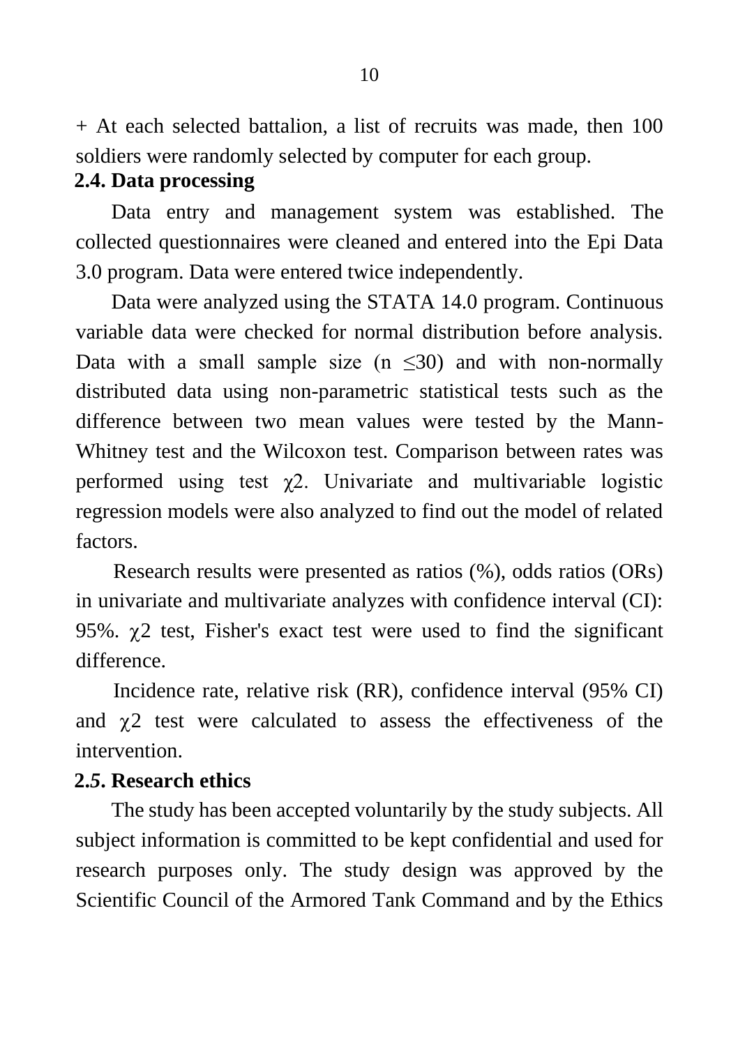+ At each selected battalion, a list of recruits was made, then 100 soldiers were randomly selected by computer for each group.

## 2.4. Data processing

Data entry and management system was established. The collected questionnaires were cleaned and entered into the Epi Data 3.0 program. Data were entered twice independently.

Data were analyzed using the STATA 14.0 program. Continuous variable data were checked for normal distribution before analysis. Data with a small sample size ($n \leq 30$) and with non-normally distributed data using non-parametric statistical tests such as the difference between two mean values were tested by the Mann-Whitney test and the Wilcoxon test. Comparison between rates was performed using test $\chi 2$. Univariate and multivariable logistic regression models were also analyzed to find out the model of related factors.

Research results were presented as ratios (%), odds ratios (ORs) in univariate and multivariate analyzes with confidence interval (CI): 95%. $\chi 2$ test, Fisher's exact test were used to find the significant difference.

Incidence rate, relative risk (RR), confidence interval (95% CI) and $\chi 2$ test were calculated to assess the effectiveness of the intervention.

## 2.5. Research ethics

The study has been accepted voluntarily by the study subjects. All subject information is committed to be kept confidential and used for research purposes only. The study design was approved by the Scientific Council of the Armored Tank Command and by the Ethics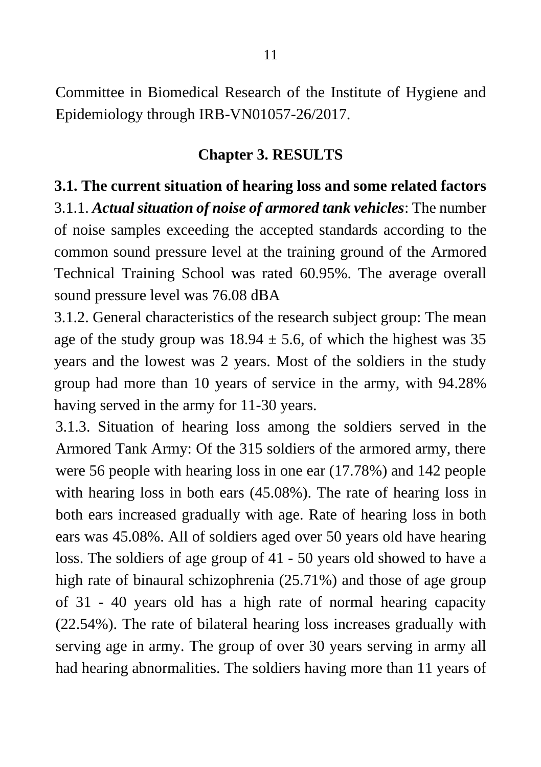Committee in Biomedical Research of the Institute of Hygiene and Epidemiology through IRB-VN01057-26/2017.

# Chapter 3. RESULTS

## 3.1. The current situation of hearing loss and some related factors

3.1.1. ***Actual situation of noise of armored tank vehicles***: The number of noise samples exceeding the accepted standards according to the common sound pressure level at the training ground of the Armored Technical Training School was rated 60.95%. The average overall sound pressure level was 76.08 dBA

3.1.2. General characteristics of the research subject group: The mean age of the study group was $18.94 \pm 5.6$, of which the highest was 35 years and the lowest was 2 years. Most of the soldiers in the study group had more than 10 years of service in the army, with 94.28% having served in the army for 11-30 years.

3.1.3. Situation of hearing loss among the soldiers served in the Armored Tank Army: Of the 315 soldiers of the armored army, there were 56 people with hearing loss in one ear (17.78%) and 142 people with hearing loss in both ears (45.08%). The rate of hearing loss in both ears increased gradually with age. Rate of hearing loss in both ears was 45.08%. All of soldiers aged over 50 years old have hearing loss. The soldiers of age group of 41 - 50 years old showed to have a high rate of binaural schizophrenia (25.71%) and those of age group of 31 - 40 years old has a high rate of normal hearing capacity (22.54%). The rate of bilateral hearing loss increases gradually with serving age in army. The group of over 30 years serving in army all had hearing abnormalities. The soldiers having more than 11 years of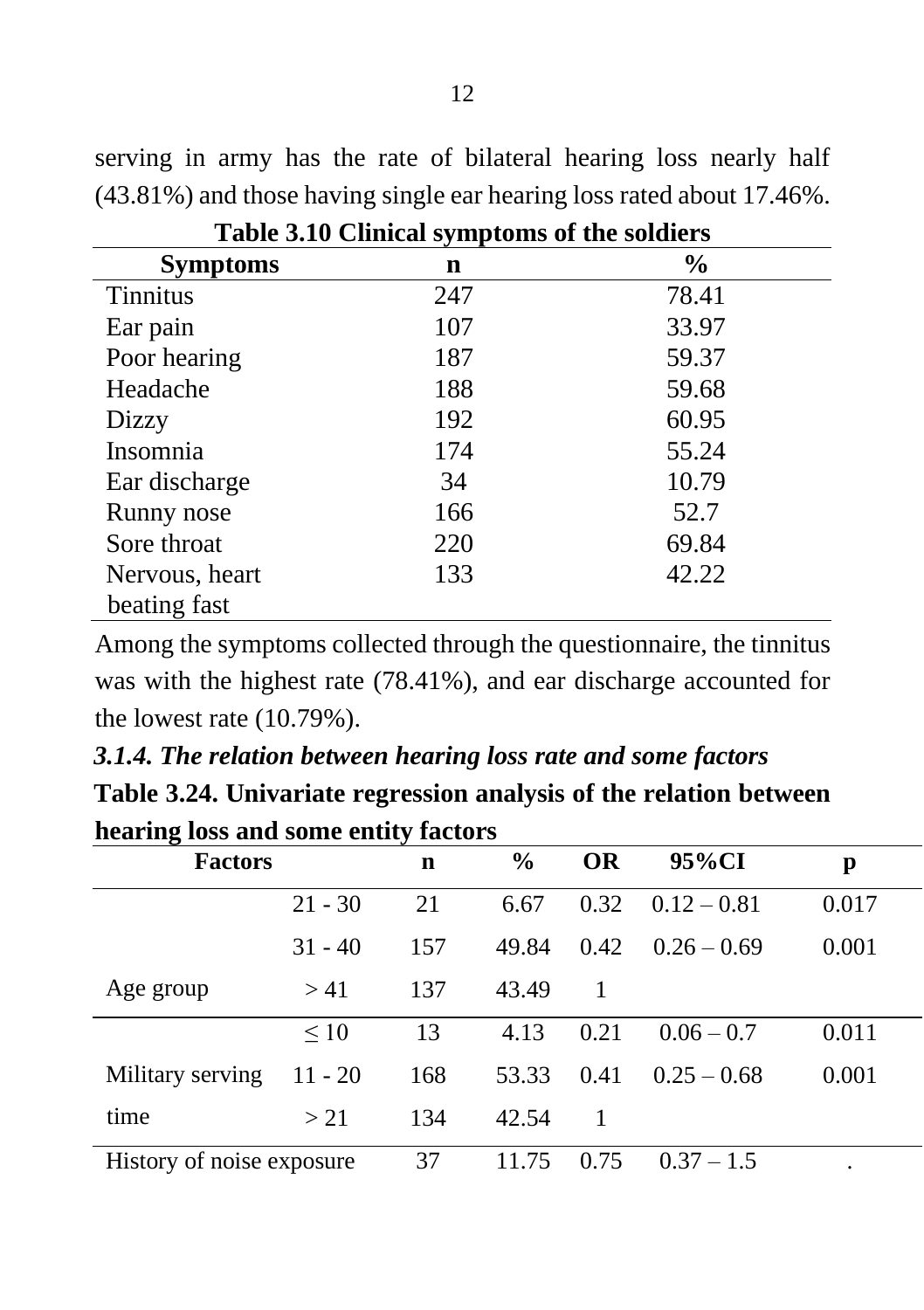serving in army has the rate of bilateral hearing loss nearly half (43.81%) and those having single ear hearing loss rated about 17.46%.

**Table 3.10 Clinical symptoms of the soldiers**

| Symptoms | n | % |
|---|---|---|
| Tinnitus | 247 | 78.41 |
| Ear pain | 107 | 33.97 |
| Poor hearing | 187 | 59.37 |
| Headache | 188 | 59.68 |
| Dizzy | 192 | 60.95 |
| Insomnia | 174 | 55.24 |
| Ear discharge | 34 | 10.79 |
| Runny nose | 166 | 52.7 |
| Sore throat | 220 | 69.84 |
| Nervous, heart beating fast | 133 | 42.22 |

Among the symptoms collected through the questionnaire, the tinnitus was with the highest rate (78.41%), and ear discharge accounted for the lowest rate (10.79%).

### *3.1.4. The relation between hearing loss rate and some factors*

**Table 3.24. Univariate regression analysis of the relation between hearing loss and some entity factors**

| Factors | | n | % | OR | 95%CI | p |
|---|---|---|---|---|---|---|
| Age group | 21 - 30 | 21 | 6.67 | 0.32 | 0.12 – 0.81 | 0.017 |
| | 31 - 40 | 157 | 49.84 | 0.42 | 0.26 – 0.69 | 0.001 |
| | > 41 | 137 | 43.49 | 1 | | |
| Military serving time | ≤ 10 | 13 | 4.13 | 0.21 | 0.06 – 0.7 | 0.011 |
| | 11 - 20 | 168 | 53.33 | 0.41 | 0.25 – 0.68 | 0.001 |
| | > 21 | 134 | 42.54 | 1 | | |
| History of noise exposure | | 37 | 11.75 | 0.75 | 0.37 – 1.5 | . |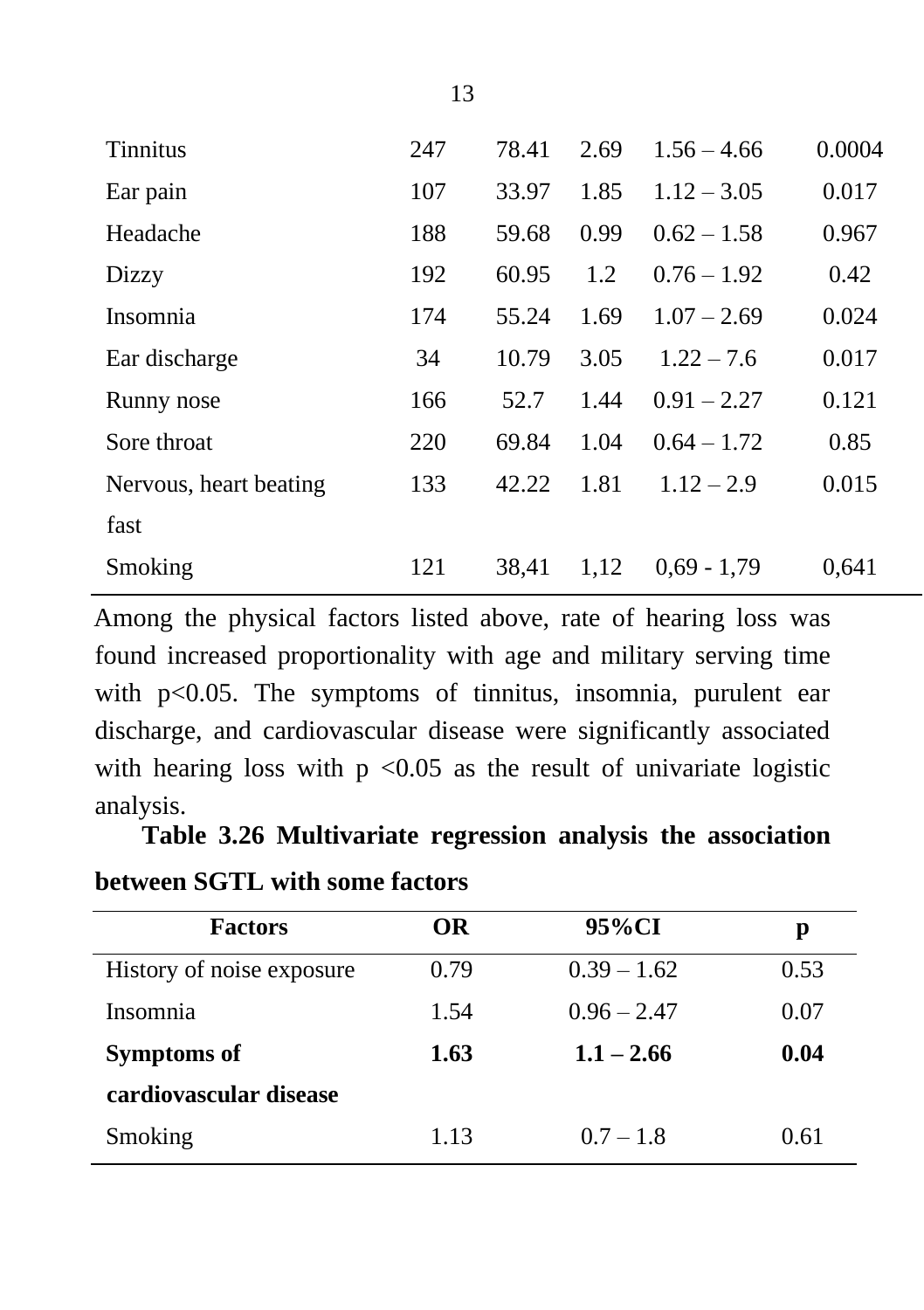| | | | | | |
|---|---|---|---|---|---|
| Tinnitus | 247 | 78.41 | 2.69 | 1.56 – 4.66 | 0.0004 |
| Ear pain | 107 | 33.97 | 1.85 | 1.12 – 3.05 | 0.017 |
| Headache | 188 | 59.68 | 0.99 | 0.62 – 1.58 | 0.967 |
| Dizzy | 192 | 60.95 | 1.2 | 0.76 – 1.92 | 0.42 |
| Insomnia | 174 | 55.24 | 1.69 | 1.07 – 2.69 | 0.024 |
| Ear discharge | 34 | 10.79 | 3.05 | 1.22 – 7.6 | 0.017 |
| Runny nose | 166 | 52.7 | 1.44 | 0.91 – 2.27 | 0.121 |
| Sore throat | 220 | 69.84 | 1.04 | 0.64 – 1.72 | 0.85 |
| Nervous, heart beating fast | 133 | 42.22 | 1.81 | 1.12 – 2.9 | 0.015 |
| Smoking | 121 | 38,41 | 1,12 | 0,69 - 1,79 | 0,641 |

Among the physical factors listed above, rate of hearing loss was found increased proportionality with age and military serving time with $p<0.05$. The symptoms of tinnitus, insomnia, purulent ear discharge, and cardiovascular disease were significantly associated with hearing loss with $p<0.05$ as the result of univariate logistic analysis.

**Table 3.26 Multivariate regression analysis the association between SGTL with some factors**

| Factors | OR | 95%CI | p |
|---|---|---|---|
| History of noise exposure | 0.79 | 0.39 – 1.62 | 0.53 |
| Insomnia | 1.54 | 0.96 – 2.47 | 0.07 |
| **Symptoms of cardiovascular disease** | **1.63** | **1.1 – 2.66** | **0.04** |
| Smoking | 1.13 | 0.7 – 1.8 | 0.61 |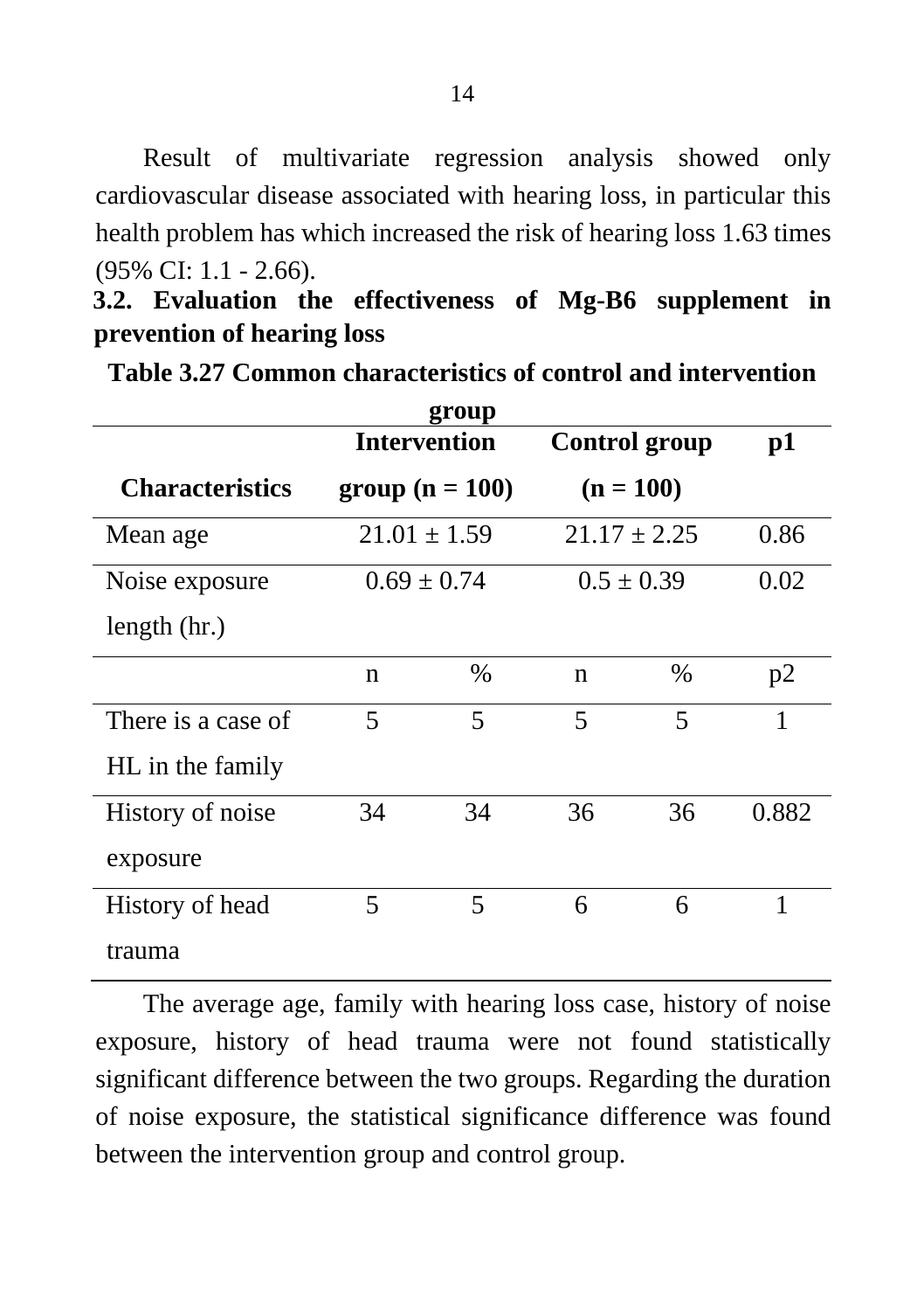Result of multivariate regression analysis showed only cardiovascular disease associated with hearing loss, in particular this health problem has which increased the risk of hearing loss 1.63 times (95% CI: 1.1 - 2.66).

### 3.2. Evaluation the effectiveness of Mg-B6 supplement in prevention of hearing loss

**Table 3.27 Common characteristics of control and intervention group**

| Characteristics | Intervention group (n = 100) | | Control group (n = 100) | | p1 |
|---|---|---|---|---|---|
| Mean age | 21.01 ± 1.59 | | 21.17 ± 2.25 | | 0.86 |
| Noise exposure length (hr.) | 0.69 ± 0.74 | | 0.5 ± 0.39 | | 0.02 |
| | n | % | n | % | p2 |
| There is a case of HL in the family | 5 | 5 | 5 | 5 | 1 |
| History of noise exposure | 34 | 34 | 36 | 36 | 0.882 |
| History of head trauma | 5 | 5 | 6 | 6 | 1 |

The average age, family with hearing loss case, history of noise exposure, history of head trauma were not found statistically significant difference between the two groups. Regarding the duration of noise exposure, the statistical significance difference was found between the intervention group and control group.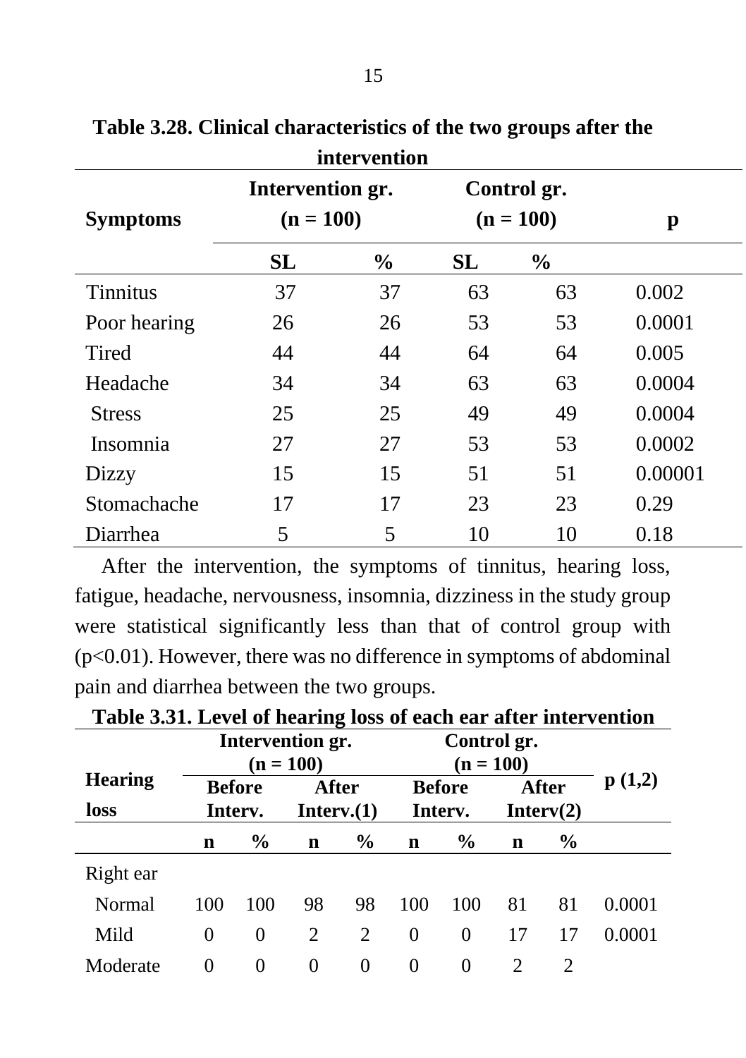**Table 3.28. Clinical characteristics of the two groups after the intervention**

| Symptoms | Intervention gr. (n = 100) | | Control gr. (n = 100) | | p |
|---|---|---|---|---|---|
| | SL | % | SL | % | |
| Tinnitus | 37 | 37 | 63 | 63 | 0.002 |
| Poor hearing | 26 | 26 | 53 | 53 | 0.0001 |
| Tired | 44 | 44 | 64 | 64 | 0.005 |
| Headache | 34 | 34 | 63 | 63 | 0.0004 |
| Stress | 25 | 25 | 49 | 49 | 0.0004 |
| Insomnia | 27 | 27 | 53 | 53 | 0.0002 |
| Dizzy | 15 | 15 | 51 | 51 | 0.00001 |
| Stomachache | 17 | 17 | 23 | 23 | 0.29 |
| Diarrhea | 5 | 5 | 10 | 10 | 0.18 |

After the intervention, the symptoms of tinnitus, hearing loss, fatigue, headache, nervousness, insomnia, dizziness in the study group were statistical significantly less than that of control group with ($p<0.01$). However, there was no difference in symptoms of abdominal pain and diarrhea between the two groups.

**Table 3.31. Level of hearing loss of each ear after intervention**

| Hearing loss | Intervention gr. (n = 100) | | | | Control gr. (n = 100) | | | | p (1,2) |
|---|---|---|---|---|---|---|---|---|---|
| | Before Interv. | | After Interv.(1) | | Before Interv. | | After Interv(2) | | |
| | n | % | n | % | n | % | n | % | |
| Right ear | | | | | | | | | |
| Normal | 100 | 100 | 98 | 98 | 100 | 100 | 81 | 81 | 0.0001 |
| Mild | 0 | 0 | 2 | 2 | 0 | 0 | 17 | 17 | 0.0001 |
| Moderate | 0 | 0 | 0 | 0 | 0 | 0 | 2 | 2 | |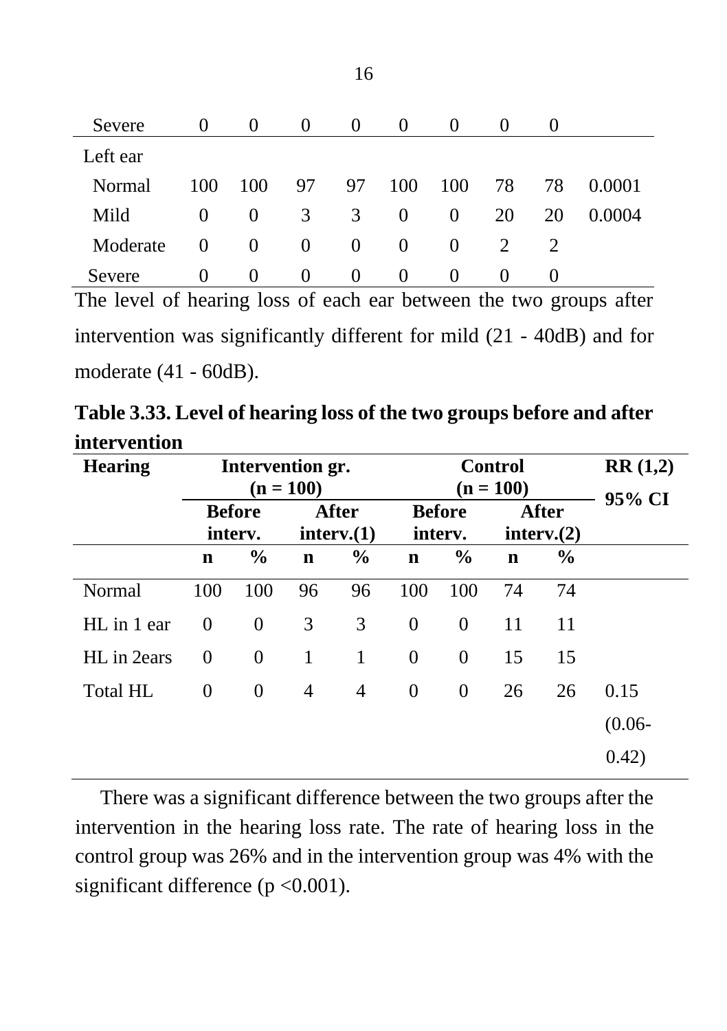| | | | | | | | | | |
|---|---|---|---|---|---|---|---|---|---|
| Severe | 0 | 0 | 0 | 0 | 0 | 0 | 0 | 0 | |
| Left ear | | | | | | | | | |
| Normal | 100 | 100 | 97 | 97 | 100 | 100 | 78 | 78 | 0.0001 |
| Mild | 0 | 0 | 3 | 3 | 0 | 0 | 20 | 20 | 0.0004 |
| Moderate | 0 | 0 | 0 | 0 | 0 | 0 | 2 | 2 | |
| Severe | 0 | 0 | 0 | 0 | 0 | 0 | 0 | 0 | |

The level of hearing loss of each ear between the two groups after intervention was significantly different for mild (21 - 40dB) and for moderate (41 - 60dB).

**Table 3.33. Level of hearing loss of the two groups before and after intervention**

| Hearing | Intervention gr. (n = 100) | | | | Control (n = 100) | | | | RR (1,2) 95% CI |
|---|---|---|---|---|---|---|---|---|---|
| | Before interv. | | After interv.(1) | | Before interv. | | After interv.(2) | | |
| | n | % | n | % | n | % | n | % | |
| Normal | 100 | 100 | 96 | 96 | 100 | 100 | 74 | 74 | |
| HL in 1 ear | 0 | 0 | 3 | 3 | 0 | 0 | 11 | 11 | |
| HL in 2ears | 0 | 0 | 1 | 1 | 0 | 0 | 15 | 15 | |
| Total HL | 0 | 0 | 4 | 4 | 0 | 0 | 26 | 26 | 0.15 (0.06-0.42) |

There was a significant difference between the two groups after the intervention in the hearing loss rate. The rate of hearing loss in the control group was 26% and in the intervention group was 4% with the significant difference ($p < 0.001$).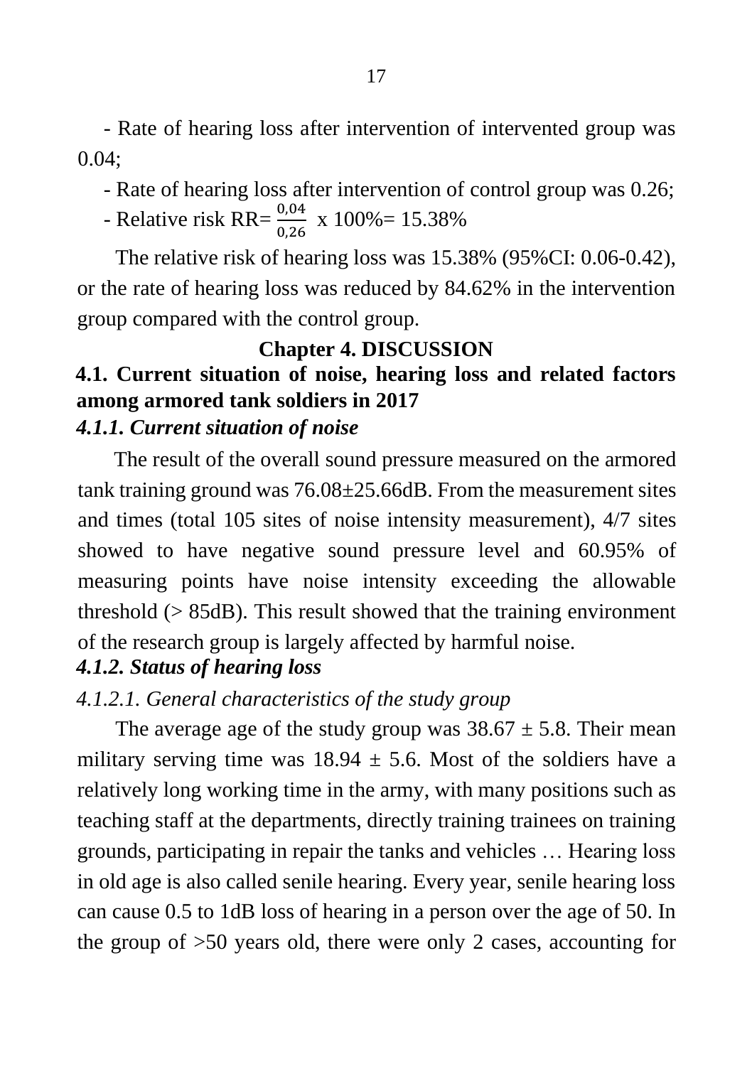- Rate of hearing loss after intervention of intervented group was 0.04;

- Rate of hearing loss after intervention of control group was 0.26;

- Relative risk RR= $\frac{0,04}{0,26}$ x 100%= 15.38%

The relative risk of hearing loss was 15.38% (95%CI: 0.06-0.42), or the rate of hearing loss was reduced by 84.62% in the intervention group compared with the control group.

# Chapter 4. DISCUSSION

## 4.1. Current situation of noise, hearing loss and related factors among armored tank soldiers in 2017

### *4.1.1. Current situation of noise*

The result of the overall sound pressure measured on the armored tank training ground was 76.08±25.66dB. From the measurement sites and times (total 105 sites of noise intensity measurement), 4/7 sites showed to have negative sound pressure level and 60.95% of measuring points have noise intensity exceeding the allowable threshold (> 85dB). This result showed that the training environment of the research group is largely affected by harmful noise.

### *4.1.2. Status of hearing loss*

#### *4.1.2.1. General characteristics of the study group*

The average age of the study group was 38.67 ± 5.8. Their mean military serving time was 18.94 ± 5.6. Most of the soldiers have a relatively long working time in the army, with many positions such as teaching staff at the departments, directly training trainees on training grounds, participating in repair the tanks and vehicles … Hearing loss in old age is also called senile hearing. Every year, senile hearing loss can cause 0.5 to 1dB loss of hearing in a person over the age of 50. In the group of >50 years old, there were only 2 cases, accounting for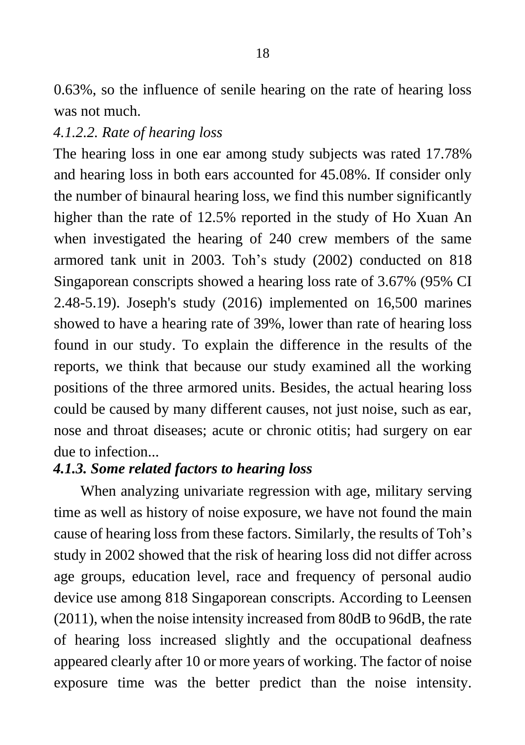0.63%, so the influence of senile hearing on the rate of hearing loss was not much.

*4.1.2.2. Rate of hearing loss*

The hearing loss in one ear among study subjects was rated 17.78% and hearing loss in both ears accounted for 45.08%. If consider only the number of binaural hearing loss, we find this number significantly higher than the rate of 12.5% reported in the study of Ho Xuan An when investigated the hearing of 240 crew members of the same armored tank unit in 2003. Toh's study (2002) conducted on 818 Singaporean conscripts showed a hearing loss rate of 3.67% (95% CI 2.48-5.19). Joseph's study (2016) implemented on 16,500 marines showed to have a hearing rate of 39%, lower than rate of hearing loss found in our study. To explain the difference in the results of the reports, we think that because our study examined all the working positions of the three armored units. Besides, the actual hearing loss could be caused by many different causes, not just noise, such as ear, nose and throat diseases; acute or chronic otitis; had surgery on ear due to infection...

### *4.1.3. Some related factors to hearing loss*

When analyzing univariate regression with age, military serving time as well as history of noise exposure, we have not found the main cause of hearing loss from these factors. Similarly, the results of Toh's study in 2002 showed that the risk of hearing loss did not differ across age groups, education level, race and frequency of personal audio device use among 818 Singaporean conscripts. According to Leensen (2011), when the noise intensity increased from 80dB to 96dB, the rate of hearing loss increased slightly and the occupational deafness appeared clearly after 10 or more years of working. The factor of noise exposure time was the better predict than the noise intensity.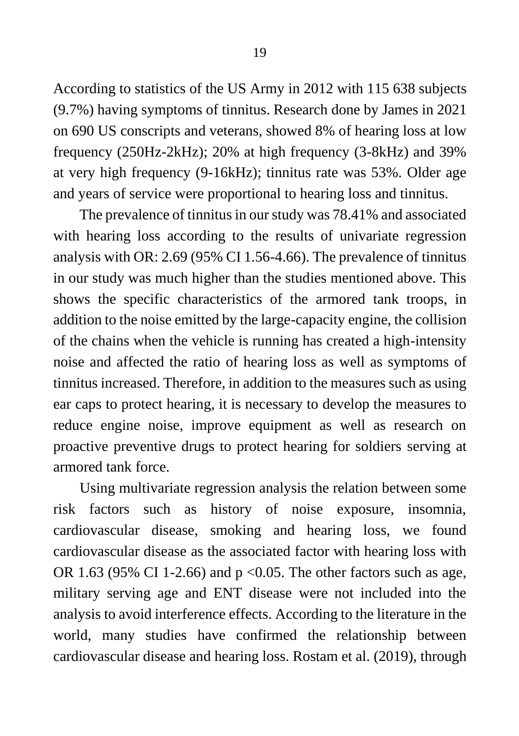According to statistics of the US Army in 2012 with 115 638 subjects (9.7%) having symptoms of tinnitus. Research done by James in 2021 on 690 US conscripts and veterans, showed 8% of hearing loss at low frequency (250Hz-2kHz); 20% at high frequency (3-8kHz) and 39% at very high frequency (9-16kHz); tinnitus rate was 53%. Older age and years of service were proportional to hearing loss and tinnitus.

The prevalence of tinnitus in our study was 78.41% and associated with hearing loss according to the results of univariate regression analysis with OR: 2.69 (95% CI 1.56-4.66). The prevalence of tinnitus in our study was much higher than the studies mentioned above. This shows the specific characteristics of the armored tank troops, in addition to the noise emitted by the large-capacity engine, the collision of the chains when the vehicle is running has created a high-intensity noise and affected the ratio of hearing loss as well as symptoms of tinnitus increased. Therefore, in addition to the measures such as using ear caps to protect hearing, it is necessary to develop the measures to reduce engine noise, improve equipment as well as research on proactive preventive drugs to protect hearing for soldiers serving at armored tank force.

Using multivariate regression analysis the relation between some risk factors such as history of noise exposure, insomnia, cardiovascular disease, smoking and hearing loss, we found cardiovascular disease as the associated factor with hearing loss with OR 1.63 (95% CI 1-2.66) and $p < 0.05$. The other factors such as age, military serving age and ENT disease were not included into the analysis to avoid interference effects. According to the literature in the world, many studies have confirmed the relationship between cardiovascular disease and hearing loss. Rostam et al. (2019), through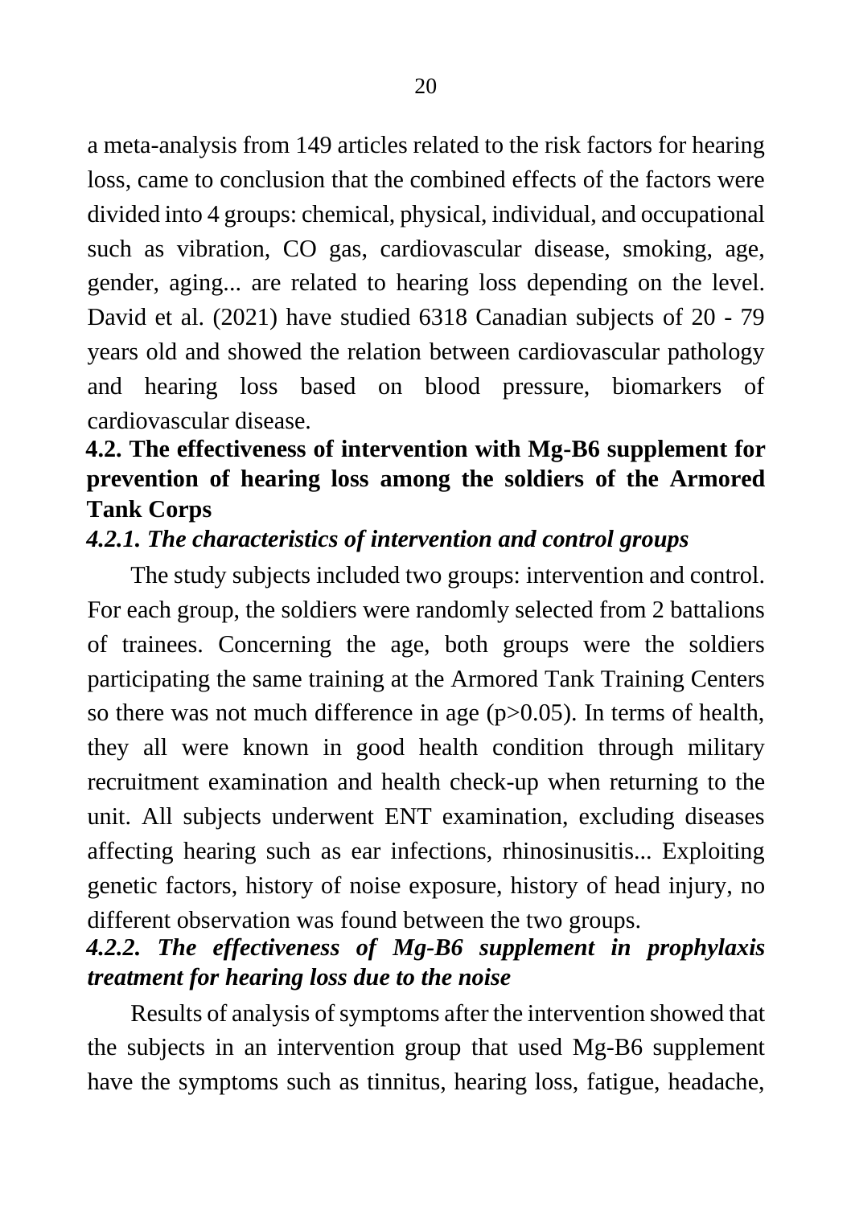a meta-analysis from 149 articles related to the risk factors for hearing loss, came to conclusion that the combined effects of the factors were divided into 4 groups: chemical, physical, individual, and occupational such as vibration, CO gas, cardiovascular disease, smoking, age, gender, aging... are related to hearing loss depending on the level. David et al. (2021) have studied 6318 Canadian subjects of 20 - 79 years old and showed the relation between cardiovascular pathology and hearing loss based on blood pressure, biomarkers of cardiovascular disease.

## 4.2. The effectiveness of intervention with Mg-B6 supplement for prevention of hearing loss among the soldiers of the Armored Tank Corps

### *4.2.1. The characteristics of intervention and control groups*

The study subjects included two groups: intervention and control. For each group, the soldiers were randomly selected from 2 battalions of trainees. Concerning the age, both groups were the soldiers participating the same training at the Armored Tank Training Centers so there was not much difference in age ($p>0.05$). In terms of health, they all were known in good health condition through military recruitment examination and health check-up when returning to the unit. All subjects underwent ENT examination, excluding diseases affecting hearing such as ear infections, rhinosinusitis... Exploiting genetic factors, history of noise exposure, history of head injury, no different observation was found between the two groups.

### *4.2.2. The effectiveness of Mg-B6 supplement in prophylaxis treatment for hearing loss due to the noise*

Results of analysis of symptoms after the intervention showed that the subjects in an intervention group that used Mg-B6 supplement have the symptoms such as tinnitus, hearing loss, fatigue, headache,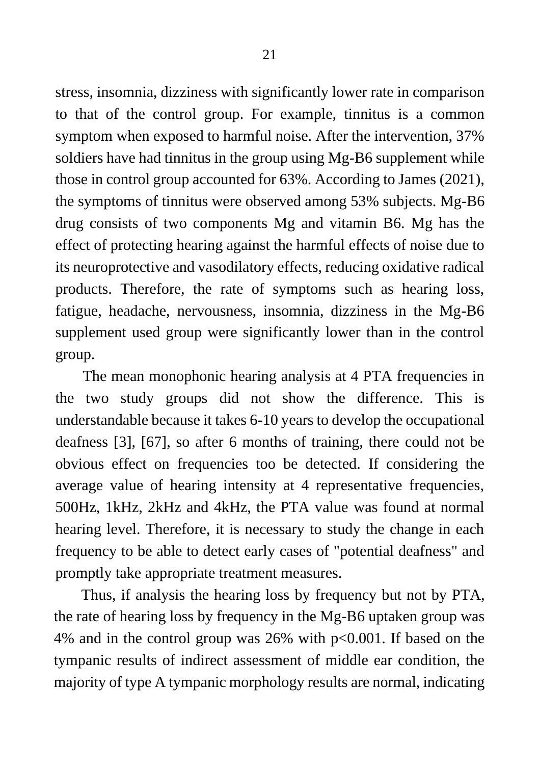stress, insomnia, dizziness with significantly lower rate in comparison to that of the control group. For example, tinnitus is a common symptom when exposed to harmful noise. After the intervention, 37% soldiers have had tinnitus in the group using Mg-B6 supplement while those in control group accounted for 63%. According to James (2021), the symptoms of tinnitus were observed among 53% subjects. Mg-B6 drug consists of two components Mg and vitamin B6. Mg has the effect of protecting hearing against the harmful effects of noise due to its neuroprotective and vasodilatory effects, reducing oxidative radical products. Therefore, the rate of symptoms such as hearing loss, fatigue, headache, nervousness, insomnia, dizziness in the Mg-B6 supplement used group were significantly lower than in the control group.

The mean monophonic hearing analysis at 4 PTA frequencies in the two study groups did not show the difference. This is understandable because it takes 6-10 years to develop the occupational deafness [3], [67], so after 6 months of training, there could not be obvious effect on frequencies too be detected. If considering the average value of hearing intensity at 4 representative frequencies, 500Hz, 1kHz, 2kHz and 4kHz, the PTA value was found at normal hearing level. Therefore, it is necessary to study the change in each frequency to be able to detect early cases of "potential deafness" and promptly take appropriate treatment measures.

Thus, if analysis the hearing loss by frequency but not by PTA, the rate of hearing loss by frequency in the Mg-B6 uptaken group was 4% and in the control group was 26% with $p<0.001$. If based on the tympanic results of indirect assessment of middle ear condition, the majority of type A tympanic morphology results are normal, indicating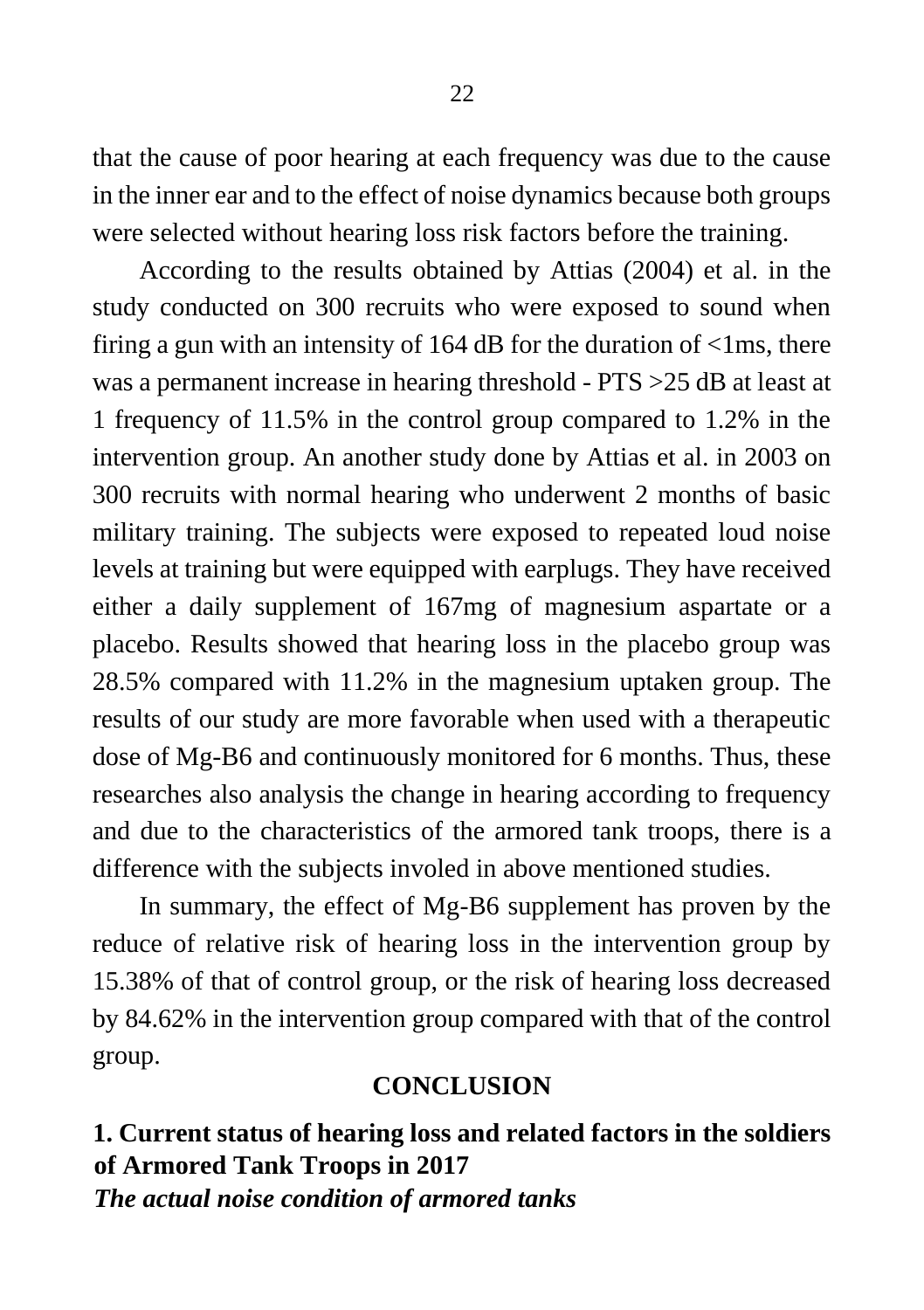that the cause of poor hearing at each frequency was due to the cause in the inner ear and to the effect of noise dynamics because both groups were selected without hearing loss risk factors before the training.

According to the results obtained by Attias (2004) et al. in the study conducted on 300 recruits who were exposed to sound when firing a gun with an intensity of 164 dB for the duration of <1ms, there was a permanent increase in hearing threshold - PTS >25 dB at least at 1 frequency of 11.5% in the control group compared to 1.2% in the intervention group. An another study done by Attias et al. in 2003 on 300 recruits with normal hearing who underwent 2 months of basic military training. The subjects were exposed to repeated loud noise levels at training but were equipped with earplugs. They have received either a daily supplement of 167mg of magnesium aspartate or a placebo. Results showed that hearing loss in the placebo group was 28.5% compared with 11.2% in the magnesium uptaken group. The results of our study are more favorable when used with a therapeutic dose of Mg-B6 and continuously monitored for 6 months. Thus, these researches also analysis the change in hearing according to frequency and due to the characteristics of the armored tank troops, there is a difference with the subjects involed in above mentioned studies.

In summary, the effect of Mg-B6 supplement has proven by the reduce of relative risk of hearing loss in the intervention group by 15.38% of that of control group, or the risk of hearing loss decreased by 84.62% in the intervention group compared with that of the control group.

## CONCLUSION

### 1. Current status of hearing loss and related factors in the soldiers of Armored Tank Troops in 2017

***The actual noise condition of armored tanks***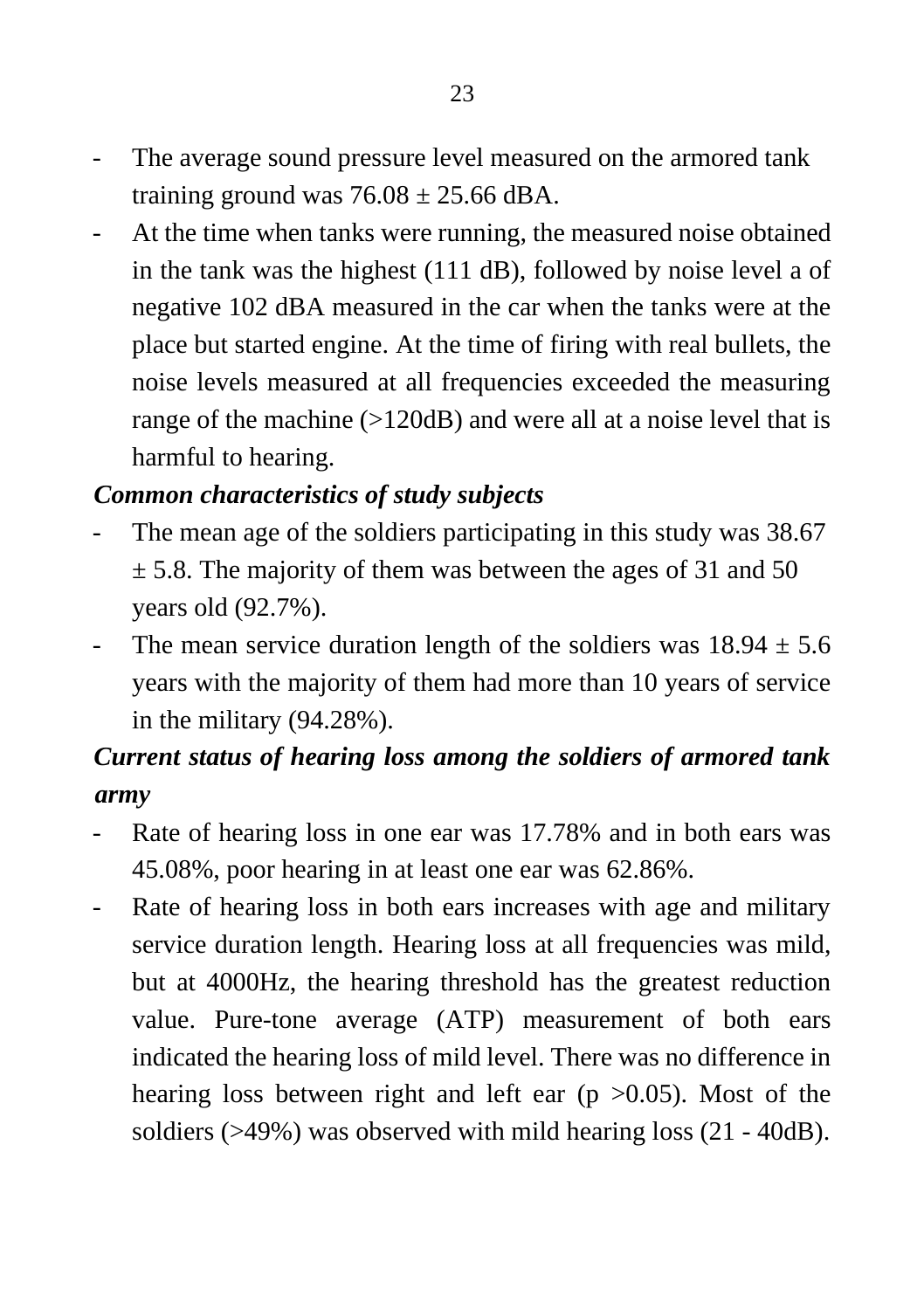- The average sound pressure level measured on the armored tank training ground was 76.08 ± 25.66 dBA.
- At the time when tanks were running, the measured noise obtained in the tank was the highest (111 dB), followed by noise level a of negative 102 dBA measured in the car when the tanks were at the place but started engine. At the time of firing with real bullets, the noise levels measured at all frequencies exceeded the measuring range of the machine (>120dB) and were all at a noise level that is harmful to hearing.

***Common characteristics of study subjects***

- The mean age of the soldiers participating in this study was 38.67 ± 5.8. The majority of them was between the ages of 31 and 50 years old (92.7%).
- The mean service duration length of the soldiers was 18.94 ± 5.6 years with the majority of them had more than 10 years of service in the military (94.28%).

***Current status of hearing loss among the soldiers of armored tank army***

- Rate of hearing loss in one ear was 17.78% and in both ears was 45.08%, poor hearing in at least one ear was 62.86%.
- Rate of hearing loss in both ears increases with age and military service duration length. Hearing loss at all frequencies was mild, but at 4000Hz, the hearing threshold has the greatest reduction value. Pure-tone average (ATP) measurement of both ears indicated the hearing loss of mild level. There was no difference in hearing loss between right and left ear ($p > 0.05$). Most of the soldiers (>49%) was observed with mild hearing loss (21 - 40dB).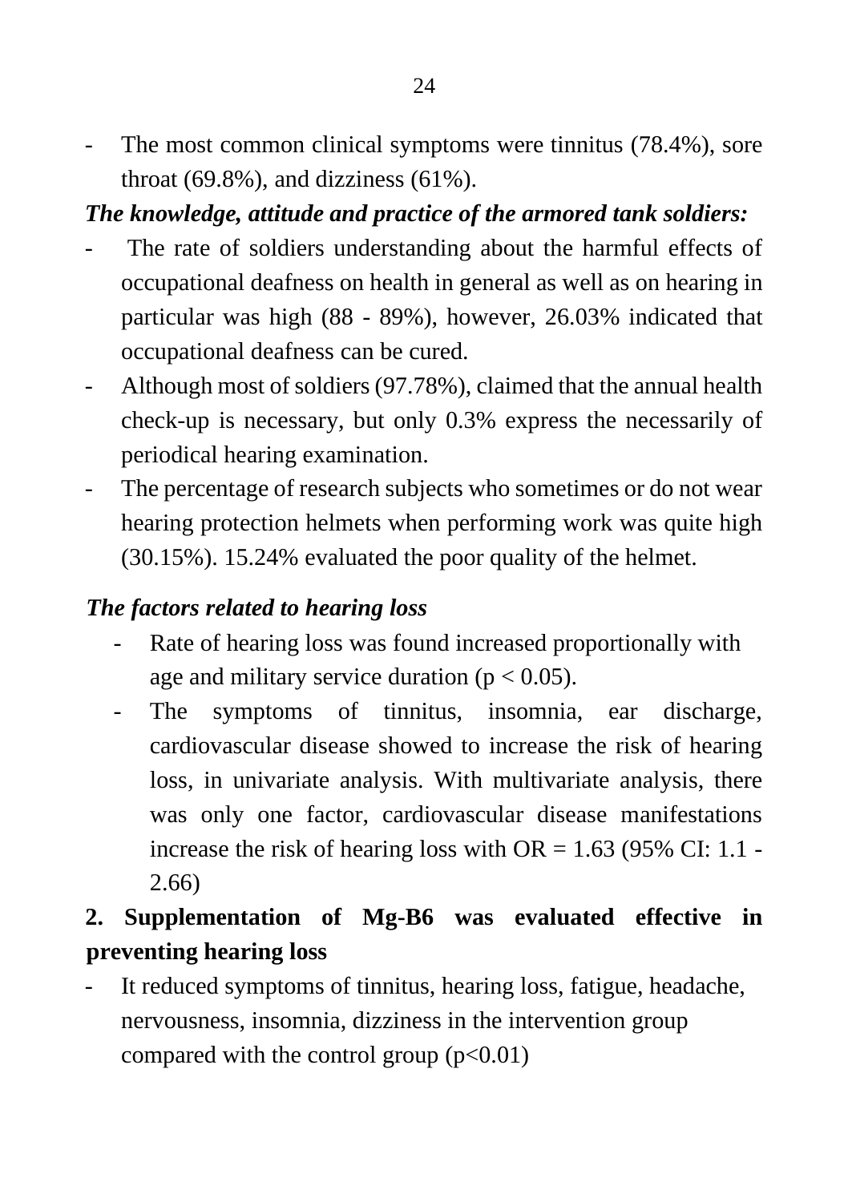- The most common clinical symptoms were tinnitus (78.4%), sore throat (69.8%), and dizziness (61%).

***The knowledge, attitude and practice of the armored tank soldiers:***

- The rate of soldiers understanding about the harmful effects of occupational deafness on health in general as well as on hearing in particular was high (88 - 89%), however, 26.03% indicated that occupational deafness can be cured.
- Although most of soldiers (97.78%), claimed that the annual health check-up is necessary, but only 0.3% express the necessarily of periodical hearing examination.
- The percentage of research subjects who sometimes or do not wear hearing protection helmets when performing work was quite high (30.15%). 15.24% evaluated the poor quality of the helmet.

***The factors related to hearing loss***

- Rate of hearing loss was found increased proportionally with age and military service duration ($p < 0.05$).
- The symptoms of tinnitus, insomnia, ear discharge, cardiovascular disease showed to increase the risk of hearing loss, in univariate analysis. With multivariate analysis, there was only one factor, cardiovascular disease manifestations increase the risk of hearing loss with OR = 1.63 (95% CI: 1.1 - 2.66)

**2. Supplementation of Mg-B6 was evaluated effective in preventing hearing loss**

- It reduced symptoms of tinnitus, hearing loss, fatigue, headache, nervousness, insomnia, dizziness in the intervention group compared with the control group ($p<0.01$)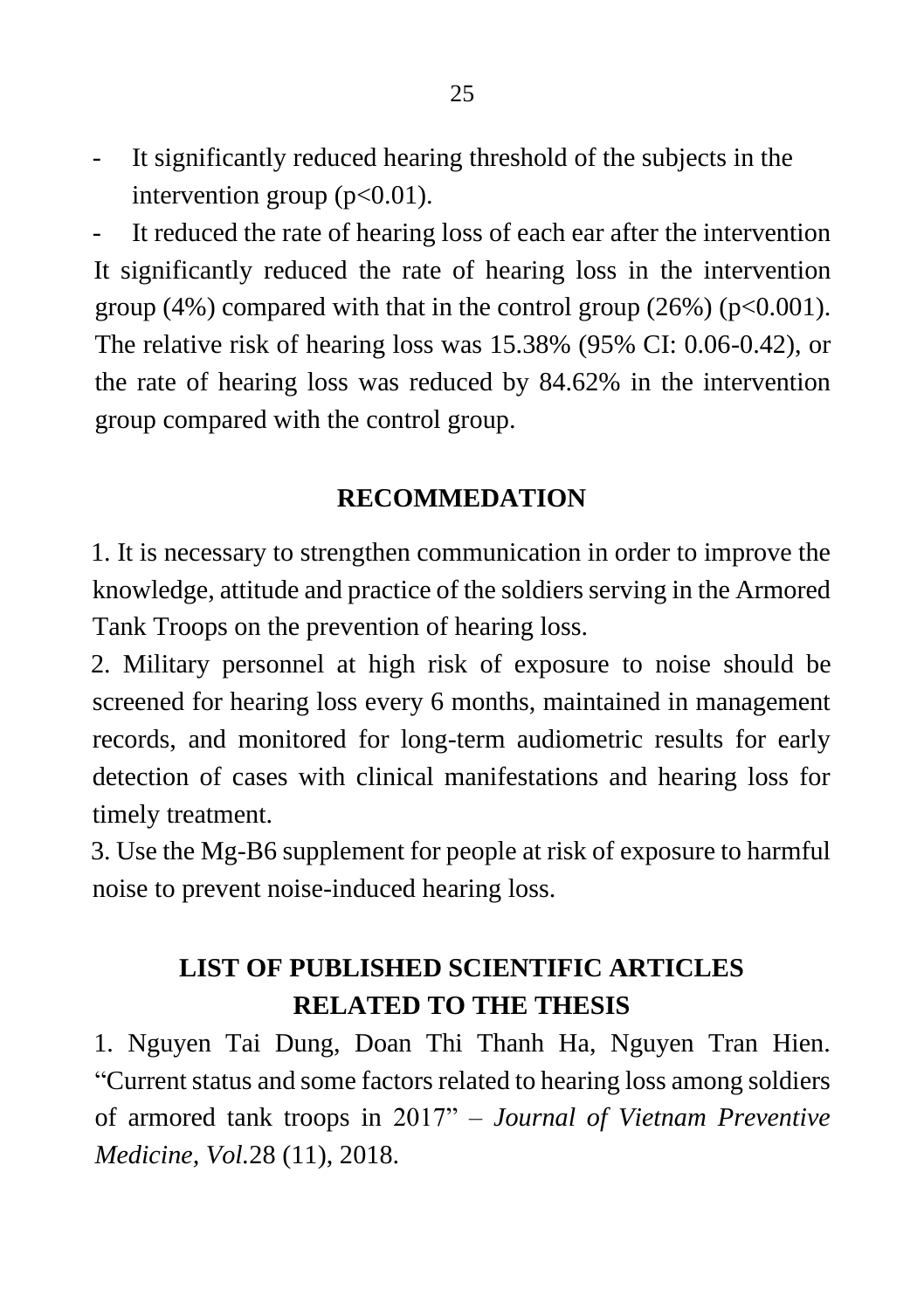- It significantly reduced hearing threshold of the subjects in the intervention group ($p<0.01$).
- It reduced the rate of hearing loss of each ear after the intervention

It significantly reduced the rate of hearing loss in the intervention group (4%) compared with that in the control group (26%) ($p<0.001$). The relative risk of hearing loss was 15.38% (95% CI: 0.06-0.42), or the rate of hearing loss was reduced by 84.62% in the intervention group compared with the control group.

## RECOMMEDATION

1. It is necessary to strengthen communication in order to improve the knowledge, attitude and practice of the soldiers serving in the Armored Tank Troops on the prevention of hearing loss.
2. Military personnel at high risk of exposure to noise should be screened for hearing loss every 6 months, maintained in management records, and monitored for long-term audiometric results for early detection of cases with clinical manifestations and hearing loss for timely treatment.
3. Use the Mg-B6 supplement for people at risk of exposure to harmful noise to prevent noise-induced hearing loss.

## LIST OF PUBLISHED SCIENTIFIC ARTICLES RELATED TO THE THESIS

1. Nguyen Tai Dung, Doan Thi Thanh Ha, Nguyen Tran Hien. "Current status and some factors related to hearing loss among soldiers of armored tank troops in 2017" – *Journal of Vietnam Preventive Medicine, Vol.*28 (11), 2018.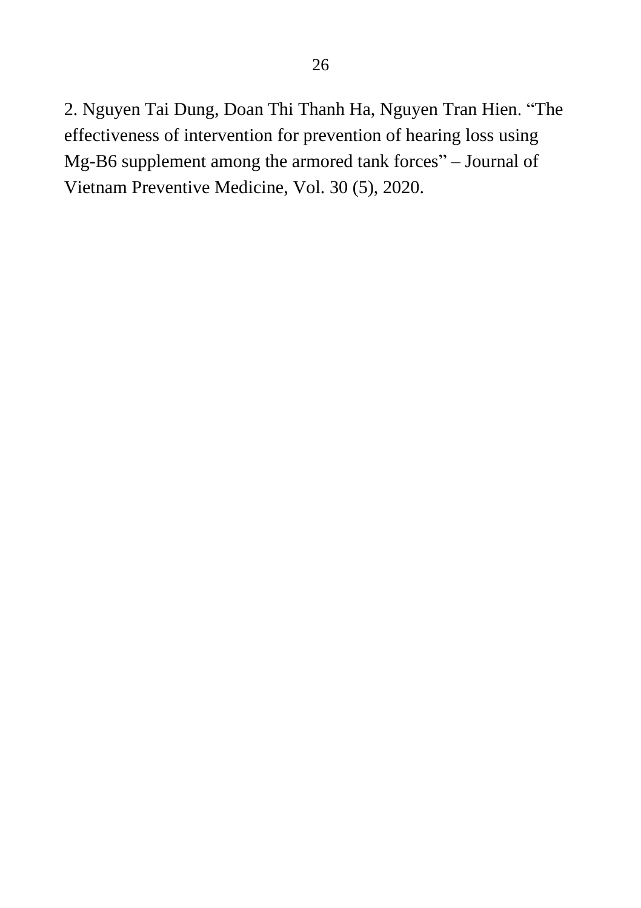2. Nguyen Tai Dung, Doan Thi Thanh Ha, Nguyen Tran Hien. "The effectiveness of intervention for prevention of hearing loss using Mg-B6 supplement among the armored tank forces" – Journal of Vietnam Preventive Medicine, Vol. 30 (5), 2020.